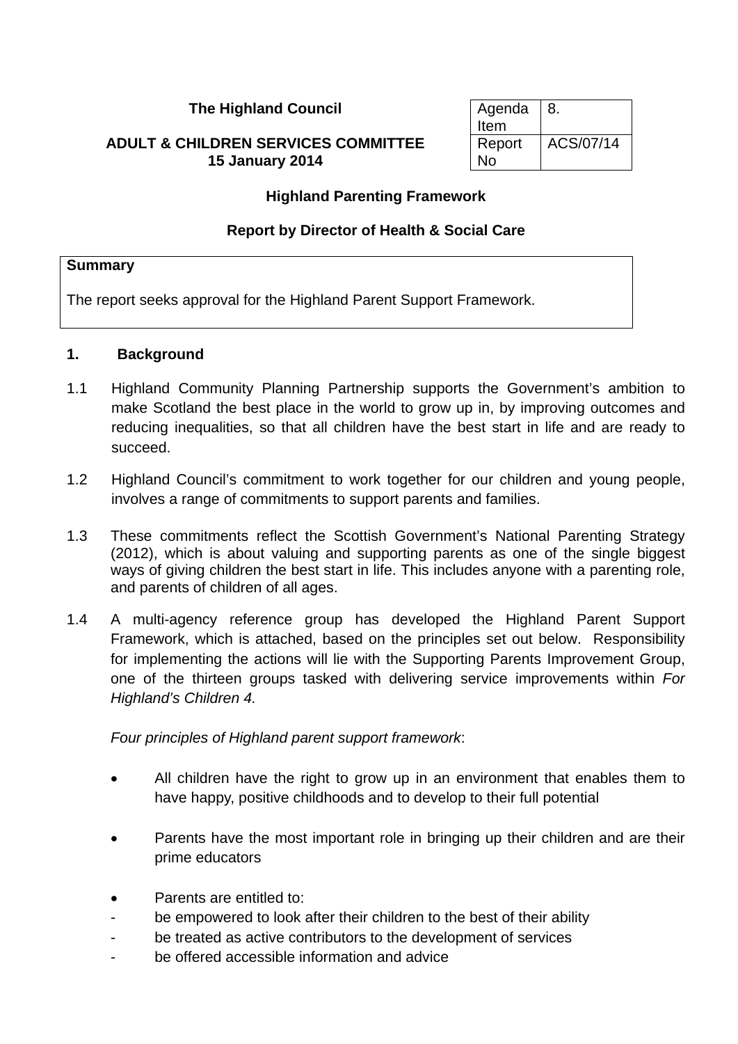**The Highland Council**

**ADULT & CHILDREN SERVICES COMMITTEE**
**15 January 2014**

| Agenda Item | 8. |
|---|---|
| Report No | ACS/07/14 |

## Highland Parenting Framework

### Report by Director of Health & Social Care

**Summary**

The report seeks approval for the Highland Parent Support Framework.

## 1. Background

1.1 Highland Community Planning Partnership supports the Government's ambition to make Scotland the best place in the world to grow up in, by improving outcomes and reducing inequalities, so that all children have the best start in life and are ready to succeed.

1.2 Highland Council's commitment to work together for our children and young people, involves a range of commitments to support parents and families.

1.3 These commitments reflect the Scottish Government's National Parenting Strategy (2012), which is about valuing and supporting parents as one of the single biggest ways of giving children the best start in life. This includes anyone with a parenting role, and parents of children of all ages.

1.4 A multi-agency reference group has developed the Highland Parent Support Framework, which is attached, based on the principles set out below. Responsibility for implementing the actions will lie with the Supporting Parents Improvement Group, one of the thirteen groups tasked with delivering service improvements within *For Highland's Children 4.*

*Four principles of Highland parent support framework*:

- All children have the right to grow up in an environment that enables them to have happy, positive childhoods and to develop to their full potential
- Parents have the most important role in bringing up their children and are their prime educators
- Parents are entitled to:
  - be empowered to look after their children to the best of their ability
  - be treated as active contributors to the development of services
  - be offered accessible information and advice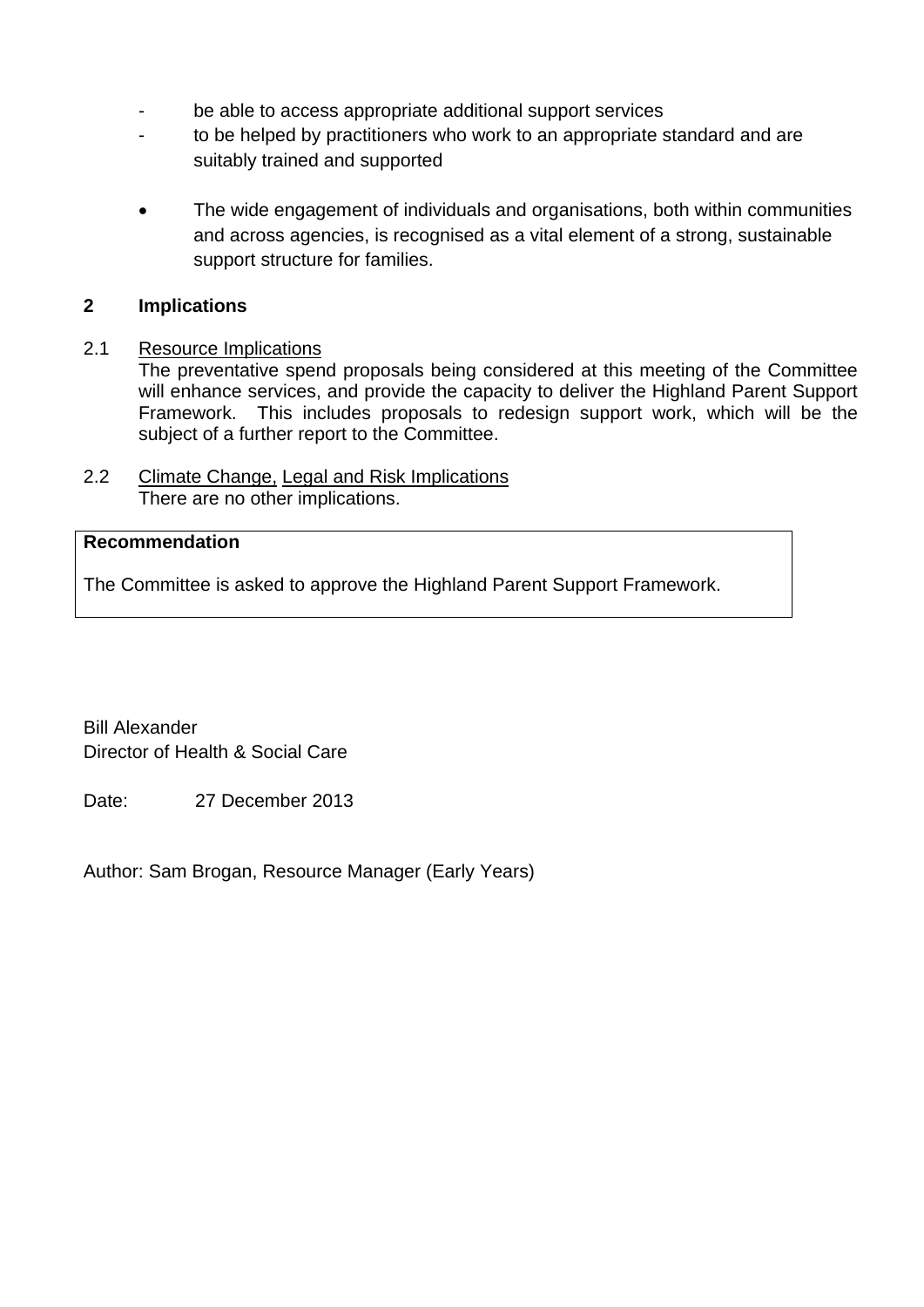- be able to access appropriate additional support services
- to be helped by practitioners who work to an appropriate standard and are suitably trained and supported

- The wide engagement of individuals and organisations, both within communities and across agencies, is recognised as a vital element of a strong, sustainable support structure for families.

## 2 Implications

2.1 Resource Implications

The preventative spend proposals being considered at this meeting of the Committee will enhance services, and provide the capacity to deliver the Highland Parent Support Framework. This includes proposals to redesign support work, which will be the subject of a further report to the Committee.

2.2 Climate Change, Legal and Risk Implications

There are no other implications.

**Recommendation**

The Committee is asked to approve the Highland Parent Support Framework.

Bill Alexander
Director of Health & Social Care

Date: 27 December 2013

Author: Sam Brogan, Resource Manager (Early Years)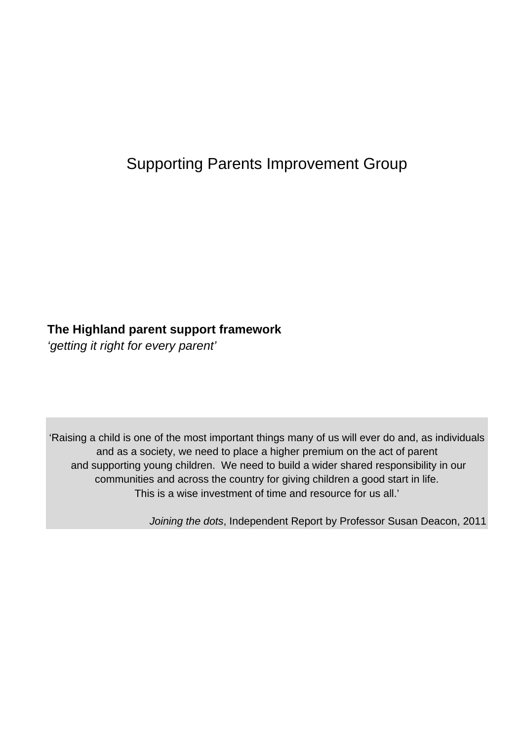Supporting Parents Improvement Group

**The Highland parent support framework**
*'getting it right for every parent'*

> 'Raising a child is one of the most important things many of us will ever do and, as individuals and as a society, we need to place a higher premium on the act of parent and supporting young children. We need to build a wider shared responsibility in our communities and across the country for giving children a good start in life. This is a wise investment of time and resource for us all.'
>
> *Joining the dots*, Independent Report by Professor Susan Deacon, 2011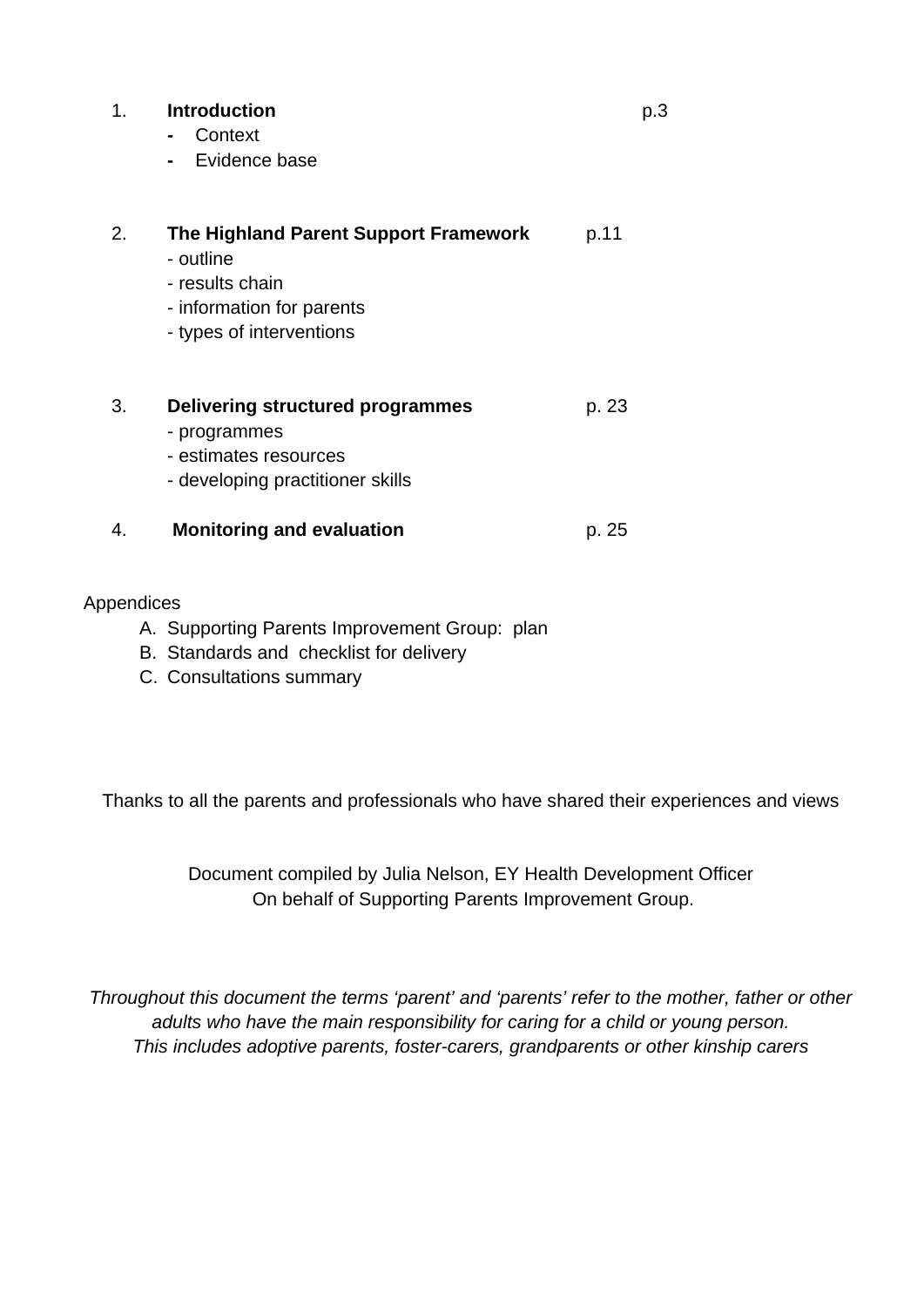1. **Introduction** p.3
   - Context
   - Evidence base

2. **The Highland Parent Support Framework** p.11
   - outline
   - results chain
   - information for parents
   - types of interventions

3. **Delivering structured programmes** p. 23
   - programmes
   - estimates resources
   - developing practitioner skills

4. **Monitoring and evaluation** p. 25

Appendices

A. Supporting Parents Improvement Group: plan
B. Standards and checklist for delivery
C. Consultations summary

Thanks to all the parents and professionals who have shared their experiences and views

Document compiled by Julia Nelson, EY Health Development Officer
On behalf of Supporting Parents Improvement Group.

*Throughout this document the terms 'parent' and 'parents' refer to the mother, father or other adults who have the main responsibility for caring for a child or young person. This includes adoptive parents, foster-carers, grandparents or other kinship carers*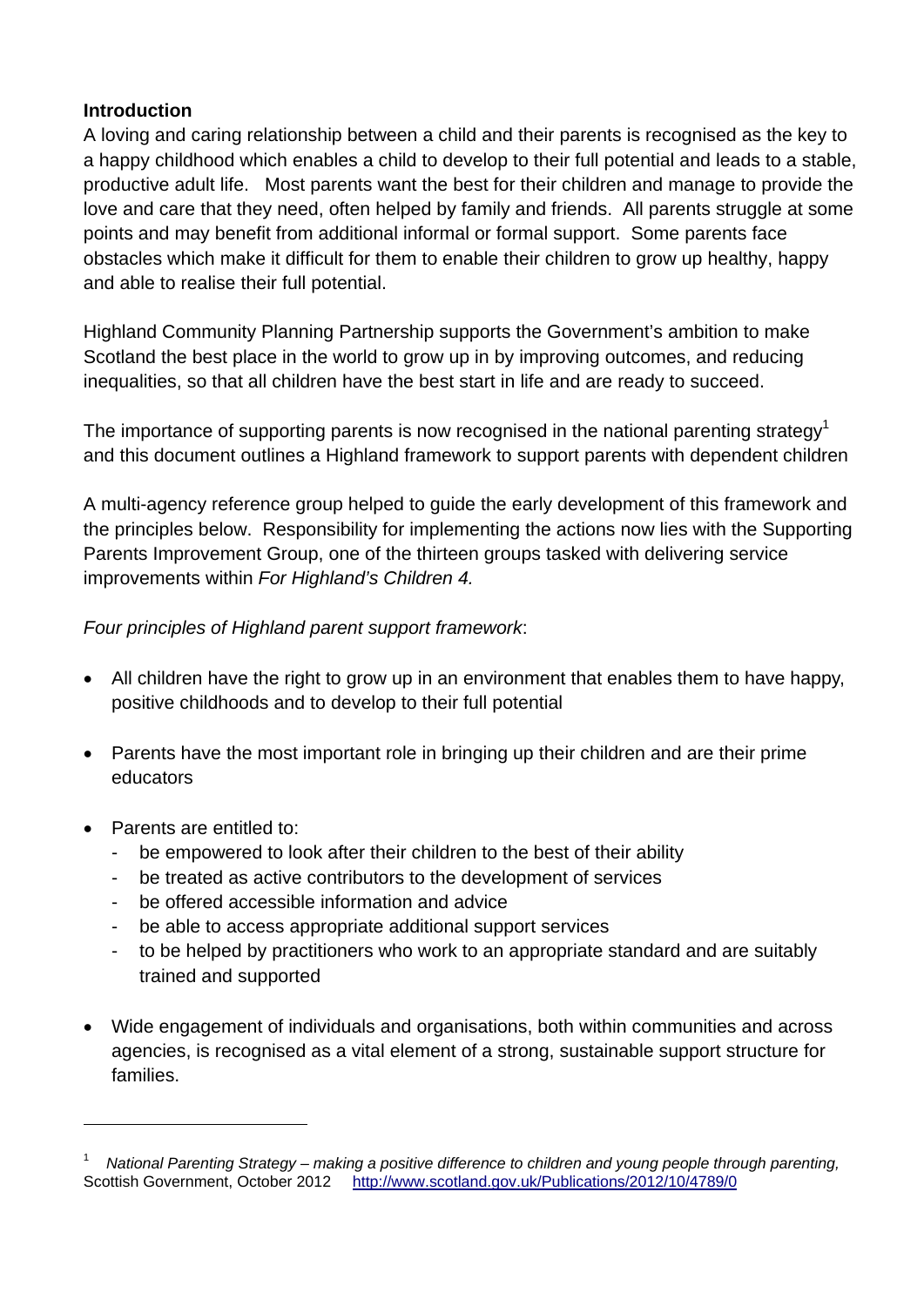## Introduction

A loving and caring relationship between a child and their parents is recognised as the key to a happy childhood which enables a child to develop to their full potential and leads to a stable, productive adult life. Most parents want the best for their children and manage to provide the love and care that they need, often helped by family and friends. All parents struggle at some points and may benefit from additional informal or formal support. Some parents face obstacles which make it difficult for them to enable their children to grow up healthy, happy and able to realise their full potential.

Highland Community Planning Partnership supports the Government's ambition to make Scotland the best place in the world to grow up in by improving outcomes, and reducing inequalities, so that all children have the best start in life and are ready to succeed.

The importance of supporting parents is now recognised in the national parenting strategy[1] and this document outlines a Highland framework to support parents with dependent children

A multi-agency reference group helped to guide the early development of this framework and the principles below. Responsibility for implementing the actions now lies with the Supporting Parents Improvement Group, one of the thirteen groups tasked with delivering service improvements within *For Highland's Children 4.*

*Four principles of Highland parent support framework*:

- All children have the right to grow up in an environment that enables them to have happy, positive childhoods and to develop to their full potential
- Parents have the most important role in bringing up their children and are their prime educators
- Parents are entitled to:
  - be empowered to look after their children to the best of their ability
  - be treated as active contributors to the development of services
  - be offered accessible information and advice
  - be able to access appropriate additional support services
  - to be helped by practitioners who work to an appropriate standard and are suitably trained and supported
- Wide engagement of individuals and organisations, both within communities and across agencies, is recognised as a vital element of a strong, sustainable support structure for families.

---

[1] *National Parenting Strategy – making a positive difference to children and young people through parenting,* Scottish Government, October 2012 http://www.scotland.gov.uk/Publications/2012/10/4789/0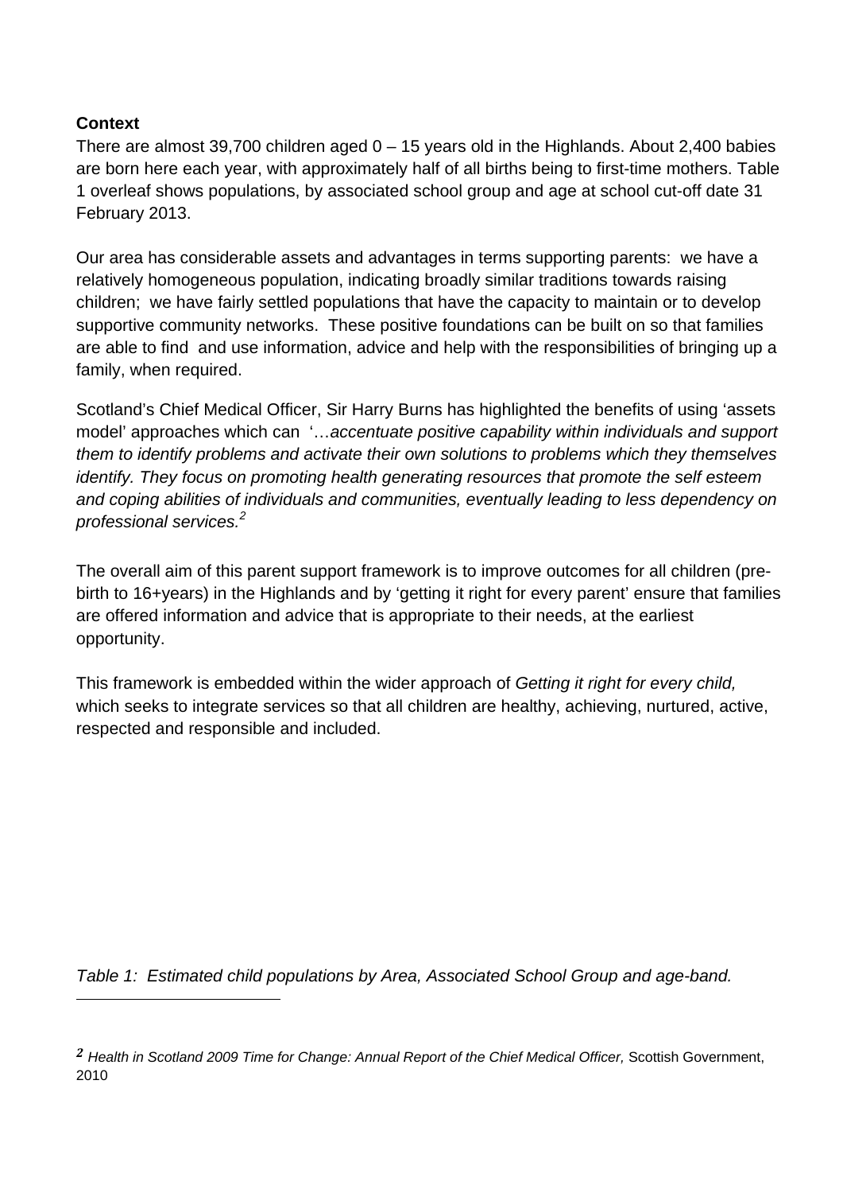**Context**

There are almost 39,700 children aged 0 – 15 years old in the Highlands. About 2,400 babies are born here each year, with approximately half of all births being to first-time mothers. Table 1 overleaf shows populations, by associated school group and age at school cut-off date 31 February 2013.

Our area has considerable assets and advantages in terms supporting parents: we have a relatively homogeneous population, indicating broadly similar traditions towards raising children; we have fairly settled populations that have the capacity to maintain or to develop supportive community networks. These positive foundations can be built on so that families are able to find and use information, advice and help with the responsibilities of bringing up a family, when required.

Scotland's Chief Medical Officer, Sir Harry Burns has highlighted the benefits of using 'assets model' approaches which can '…*accentuate positive capability within individuals and support them to identify problems and activate their own solutions to problems which they themselves identify. They focus on promoting health generating resources that promote the self esteem and coping abilities of individuals and communities, eventually leading to less dependency on professional services.*[2]

The overall aim of this parent support framework is to improve outcomes for all children (pre-birth to 16+years) in the Highlands and by 'getting it right for every parent' ensure that families are offered information and advice that is appropriate to their needs, at the earliest opportunity.

This framework is embedded within the wider approach of *Getting it right for every child,* which seeks to integrate services so that all children are healthy, achieving, nurtured, active, respected and responsible and included.

*Table 1: Estimated child populations by Area, Associated School Group and age-band.*

---

[2] *Health in Scotland 2009 Time for Change: Annual Report of the Chief Medical Officer,* Scottish Government, 2010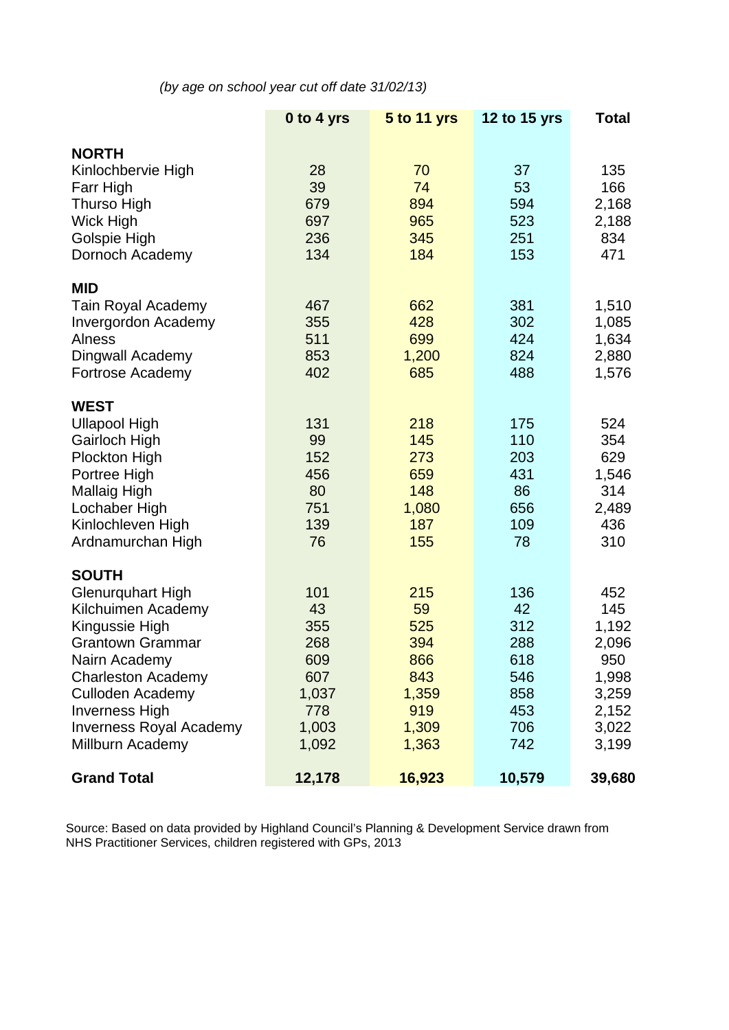*(by age on school year cut off date 31/02/13)*

| | 0 to 4 yrs | 5 to 11 yrs | 12 to 15 yrs | Total |
|---|---|---|---|---|
| **NORTH** | | | | |
| Kinlochbervie High | 28 | 70 | 37 | 135 |
| Farr High | 39 | 74 | 53 | 166 |
| Thurso High | 679 | 894 | 594 | 2,168 |
| Wick High | 697 | 965 | 523 | 2,188 |
| Golspie High | 236 | 345 | 251 | 834 |
| Dornoch Academy | 134 | 184 | 153 | 471 |
| **MID** | | | | |
| Tain Royal Academy | 467 | 662 | 381 | 1,510 |
| Invergordon Academy | 355 | 428 | 302 | 1,085 |
| Alness | 511 | 699 | 424 | 1,634 |
| Dingwall Academy | 853 | 1,200 | 824 | 2,880 |
| Fortrose Academy | 402 | 685 | 488 | 1,576 |
| **WEST** | | | | |
| Ullapool High | 131 | 218 | 175 | 524 |
| Gairloch High | 99 | 145 | 110 | 354 |
| Plockton High | 152 | 273 | 203 | 629 |
| Portree High | 456 | 659 | 431 | 1,546 |
| Mallaig High | 80 | 148 | 86 | 314 |
| Lochaber High | 751 | 1,080 | 656 | 2,489 |
| Kinlochleven High | 139 | 187 | 109 | 436 |
| Ardnamurchan High | 76 | 155 | 78 | 310 |
| **SOUTH** | | | | |
| Glenurquhart High | 101 | 215 | 136 | 452 |
| Kilchuimen Academy | 43 | 59 | 42 | 145 |
| Kingussie High | 355 | 525 | 312 | 1,192 |
| Grantown Grammar | 268 | 394 | 288 | 2,096 |
| Nairn Academy | 609 | 866 | 618 | 950 |
| Charleston Academy | 607 | 843 | 546 | 1,998 |
| Culloden Academy | 1,037 | 1,359 | 858 | 3,259 |
| Inverness High | 778 | 919 | 453 | 2,152 |
| Inverness Royal Academy | 1,003 | 1,309 | 706 | 3,022 |
| Millburn Academy | 1,092 | 1,363 | 742 | 3,199 |
| **Grand Total** | **12,178** | **16,923** | **10,579** | **39,680** |

Source: Based on data provided by Highland Council's Planning & Development Service drawn from NHS Practitioner Services, children registered with GPs, 2013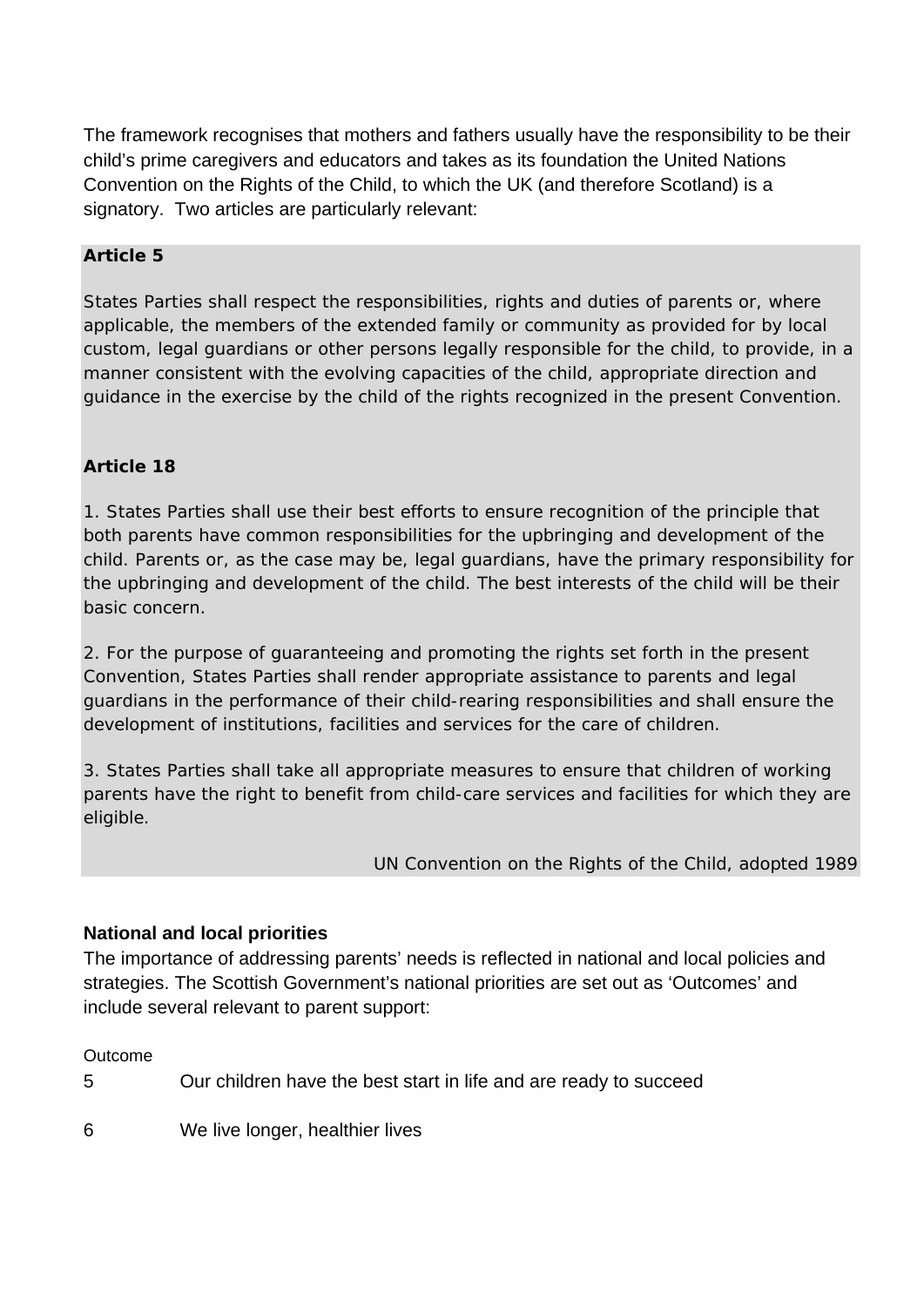The framework recognises that mothers and fathers usually have the responsibility to be their child's prime caregivers and educators and takes as its foundation the United Nations Convention on the Rights of the Child, to which the UK (and therefore Scotland) is a signatory. Two articles are particularly relevant:

**Article 5**

States Parties shall respect the responsibilities, rights and duties of parents or, where applicable, the members of the extended family or community as provided for by local custom, legal guardians or other persons legally responsible for the child, to provide, in a manner consistent with the evolving capacities of the child, appropriate direction and guidance in the exercise by the child of the rights recognized in the present Convention.

**Article 18**

1. States Parties shall use their best efforts to ensure recognition of the principle that both parents have common responsibilities for the upbringing and development of the child. Parents or, as the case may be, legal guardians, have the primary responsibility for the upbringing and development of the child. The best interests of the child will be their basic concern.

2. For the purpose of guaranteeing and promoting the rights set forth in the present Convention, States Parties shall render appropriate assistance to parents and legal guardians in the performance of their child-rearing responsibilities and shall ensure the development of institutions, facilities and services for the care of children.

3. States Parties shall take all appropriate measures to ensure that children of working parents have the right to benefit from child-care services and facilities for which they are eligible.

UN Convention on the Rights of the Child, adopted 1989

**National and local priorities**

The importance of addressing parents' needs is reflected in national and local policies and strategies. The Scottish Government's national priorities are set out as 'Outcomes' and include several relevant to parent support:

| Outcome | |
|---|---|
| 5 | Our children have the best start in life and are ready to succeed |
| 6 | We live longer, healthier lives |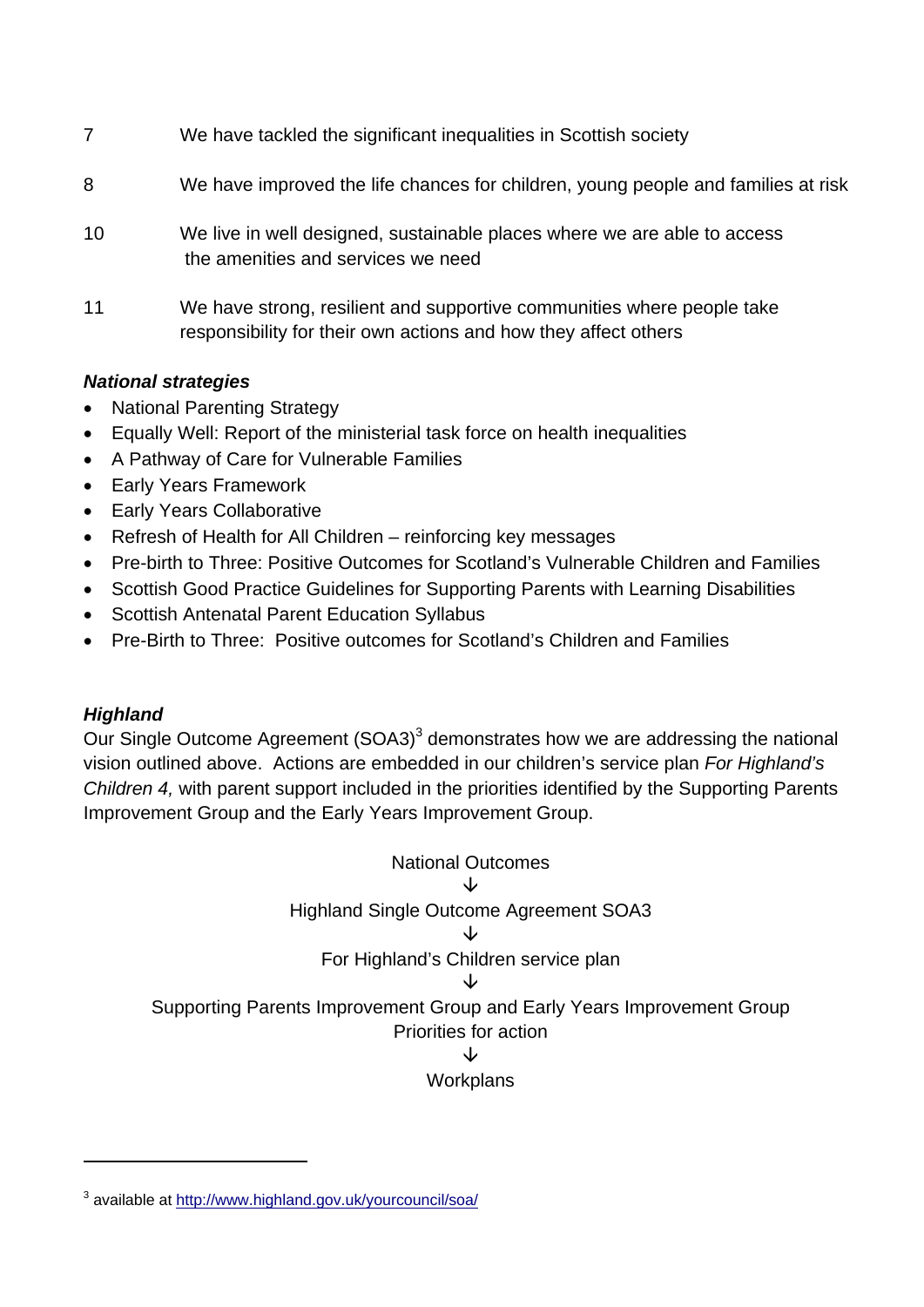7 We have tackled the significant inequalities in Scottish society

8 We have improved the life chances for children, young people and families at risk

10 We live in well designed, sustainable places where we are able to access the amenities and services we need

11 We have strong, resilient and supportive communities where people take responsibility for their own actions and how they affect others

***National strategies***

- National Parenting Strategy
- Equally Well: Report of the ministerial task force on health inequalities
- A Pathway of Care for Vulnerable Families
- Early Years Framework
- Early Years Collaborative
- Refresh of Health for All Children – reinforcing key messages
- Pre-birth to Three: Positive Outcomes for Scotland's Vulnerable Children and Families
- Scottish Good Practice Guidelines for Supporting Parents with Learning Disabilities
- Scottish Antenatal Parent Education Syllabus
- Pre-Birth to Three: Positive outcomes for Scotland's Children and Families

***Highland***

Our Single Outcome Agreement (SOA3)[3] demonstrates how we are addressing the national vision outlined above. Actions are embedded in our children's service plan *For Highland's Children 4,* with parent support included in the priorities identified by the Supporting Parents Improvement Group and the Early Years Improvement Group.

National Outcomes
↓
Highland Single Outcome Agreement SOA3
↓
For Highland's Children service plan
↓
Supporting Parents Improvement Group and Early Years Improvement Group Priorities for action
↓
Workplans

[3] available at http://www.highland.gov.uk/yourcouncil/soa/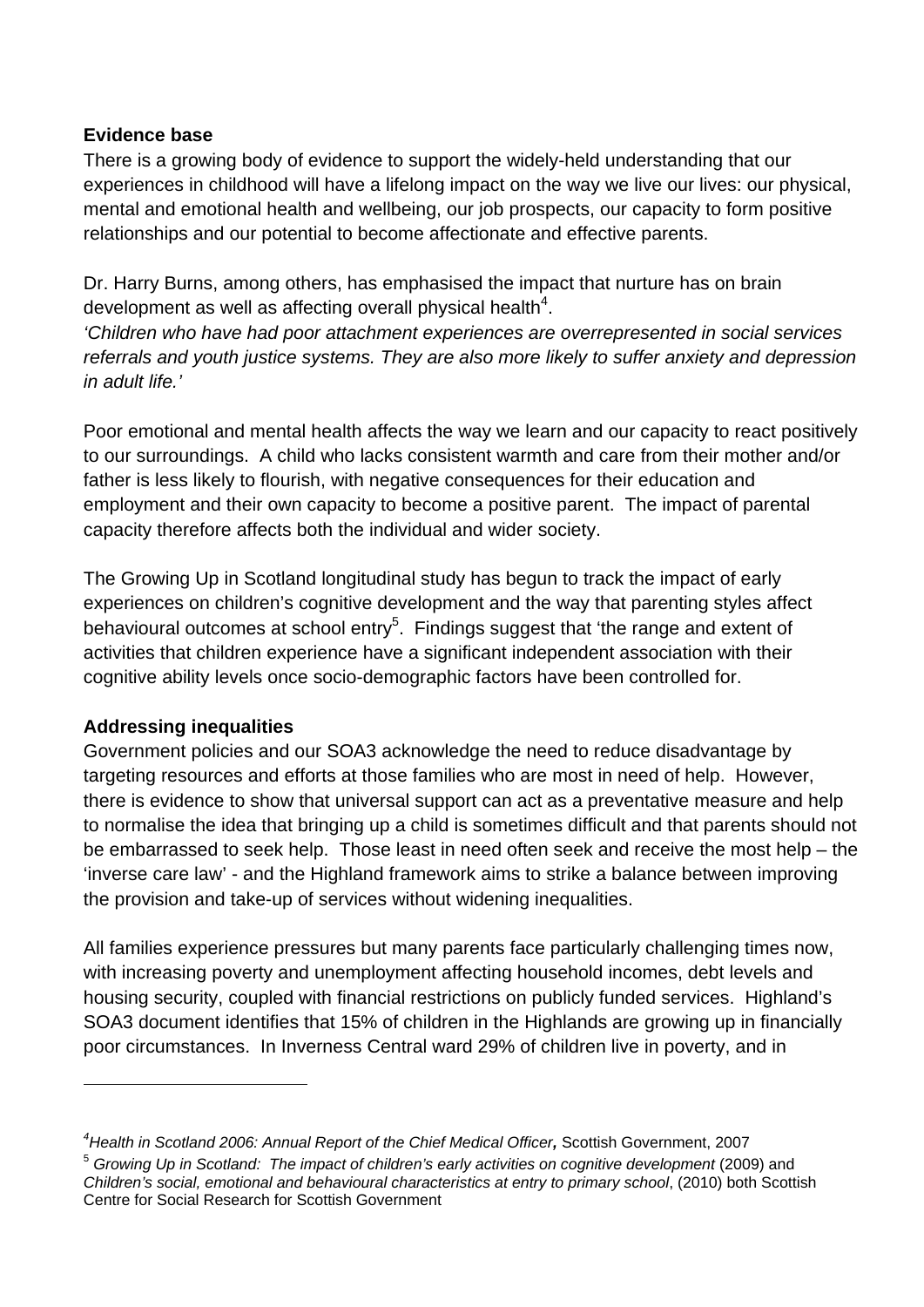**Evidence base**

There is a growing body of evidence to support the widely-held understanding that our experiences in childhood will have a lifelong impact on the way we live our lives: our physical, mental and emotional health and wellbeing, our job prospects, our capacity to form positive relationships and our potential to become affectionate and effective parents.

Dr. Harry Burns, among others, has emphasised the impact that nurture has on brain development as well as affecting overall physical health[4].

*'Children who have had poor attachment experiences are overrepresented in social services referrals and youth justice systems. They are also more likely to suffer anxiety and depression in adult life.'*

Poor emotional and mental health affects the way we learn and our capacity to react positively to our surroundings. A child who lacks consistent warmth and care from their mother and/or father is less likely to flourish, with negative consequences for their education and employment and their own capacity to become a positive parent. The impact of parental capacity therefore affects both the individual and wider society.

The Growing Up in Scotland longitudinal study has begun to track the impact of early experiences on children's cognitive development and the way that parenting styles affect behavioural outcomes at school entry[5]. Findings suggest that 'the range and extent of activities that children experience have a significant independent association with their cognitive ability levels once socio-demographic factors have been controlled for.

**Addressing inequalities**

Government policies and our SOA3 acknowledge the need to reduce disadvantage by targeting resources and efforts at those families who are most in need of help. However, there is evidence to show that universal support can act as a preventative measure and help to normalise the idea that bringing up a child is sometimes difficult and that parents should not be embarrassed to seek help. Those least in need often seek and receive the most help – the 'inverse care law' - and the Highland framework aims to strike a balance between improving the provision and take-up of services without widening inequalities.

All families experience pressures but many parents face particularly challenging times now, with increasing poverty and unemployment affecting household incomes, debt levels and housing security, coupled with financial restrictions on publicly funded services. Highland's SOA3 document identifies that 15% of children in the Highlands are growing up in financially poor circumstances. In Inverness Central ward 29% of children live in poverty, and in

---

[4] *Health in Scotland 2006: Annual Report of the Chief Medical Officer***,** Scottish Government, 2007

[5] *Growing Up in Scotland: The impact of children's early activities on cognitive development* (2009) and *Children's social, emotional and behavioural characteristics at entry to primary school*, (2010) both Scottish Centre for Social Research for Scottish Government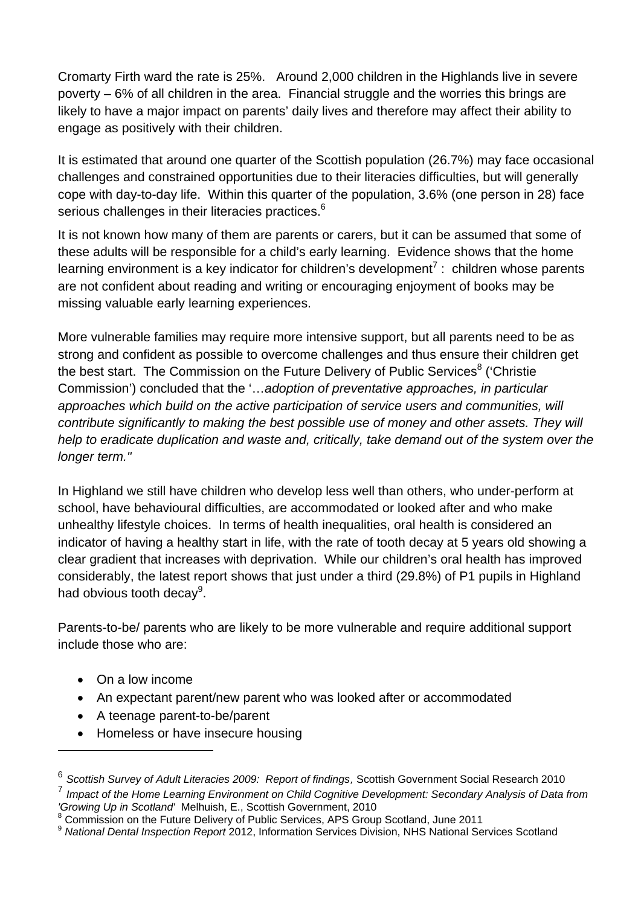Cromarty Firth ward the rate is 25%. Around 2,000 children in the Highlands live in severe poverty – 6% of all children in the area. Financial struggle and the worries this brings are likely to have a major impact on parents' daily lives and therefore may affect their ability to engage as positively with their children.

It is estimated that around one quarter of the Scottish population (26.7%) may face occasional challenges and constrained opportunities due to their literacies difficulties, but will generally cope with day-to-day life. Within this quarter of the population, 3.6% (one person in 28) face serious challenges in their literacies practices.[6]

It is not known how many of them are parents or carers, but it can be assumed that some of these adults will be responsible for a child's early learning. Evidence shows that the home learning environment is a key indicator for children's development[7] : children whose parents are not confident about reading and writing or encouraging enjoyment of books may be missing valuable early learning experiences.

More vulnerable families may require more intensive support, but all parents need to be as strong and confident as possible to overcome challenges and thus ensure their children get the best start. The Commission on the Future Delivery of Public Services[8] ('Christie Commission') concluded that the '…*adoption of preventative approaches, in particular approaches which build on the active participation of service users and communities, will contribute significantly to making the best possible use of money and other assets. They will help to eradicate duplication and waste and, critically, take demand out of the system over the longer term."*

In Highland we still have children who develop less well than others, who under-perform at school, have behavioural difficulties, are accommodated or looked after and who make unhealthy lifestyle choices. In terms of health inequalities, oral health is considered an indicator of having a healthy start in life, with the rate of tooth decay at 5 years old showing a clear gradient that increases with deprivation. While our children's oral health has improved considerably, the latest report shows that just under a third (29.8%) of P1 pupils in Highland had obvious tooth decay[9].

Parents-to-be/ parents who are likely to be more vulnerable and require additional support include those who are:

- On a low income
- An expectant parent/new parent who was looked after or accommodated
- A teenage parent-to-be/parent
- Homeless or have insecure housing

---

[6] *Scottish Survey of Adult Literacies 2009: Report of findings,* Scottish Government Social Research 2010

[7] *Impact of the Home Learning Environment on Child Cognitive Development: Secondary Analysis of Data from 'Growing Up in Scotland'* Melhuish, E., Scottish Government, 2010

[8] Commission on the Future Delivery of Public Services, APS Group Scotland, June 2011

[9] *National Dental Inspection Report* 2012, Information Services Division, NHS National Services Scotland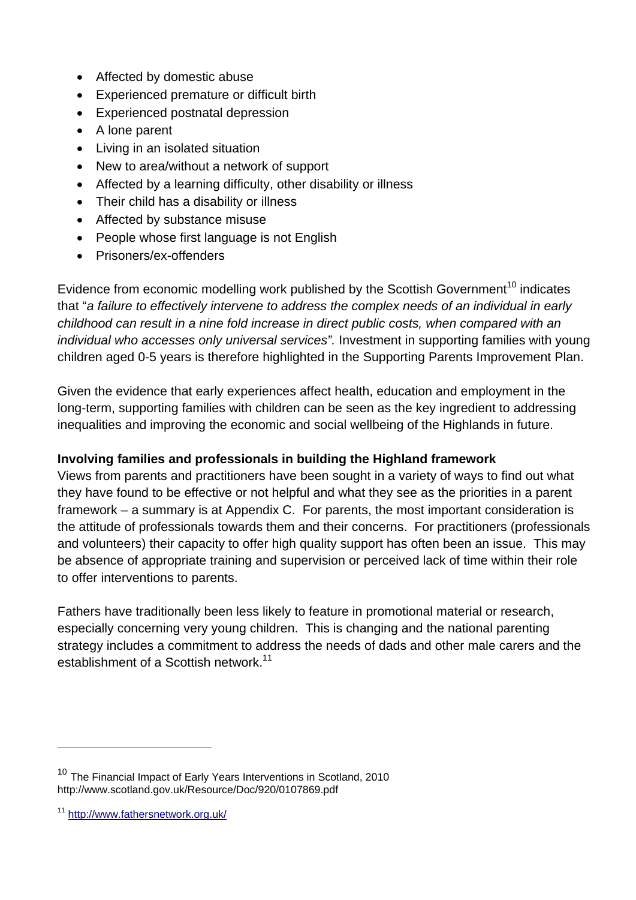- Affected by domestic abuse
- Experienced premature or difficult birth
- Experienced postnatal depression
- A lone parent
- Living in an isolated situation
- New to area/without a network of support
- Affected by a learning difficulty, other disability or illness
- Their child has a disability or illness
- Affected by substance misuse
- People whose first language is not English
- Prisoners/ex-offenders

Evidence from economic modelling work published by the Scottish Government[10] indicates that "*a failure to effectively intervene to address the complex needs of an individual in early childhood can result in a nine fold increase in direct public costs, when compared with an individual who accesses only universal services".* Investment in supporting families with young children aged 0-5 years is therefore highlighted in the Supporting Parents Improvement Plan.

Given the evidence that early experiences affect health, education and employment in the long-term, supporting families with children can be seen as the key ingredient to addressing inequalities and improving the economic and social wellbeing of the Highlands in future.

**Involving families and professionals in building the Highland framework**

Views from parents and practitioners have been sought in a variety of ways to find out what they have found to be effective or not helpful and what they see as the priorities in a parent framework – a summary is at Appendix C. For parents, the most important consideration is the attitude of professionals towards them and their concerns. For practitioners (professionals and volunteers) their capacity to offer high quality support has often been an issue. This may be absence of appropriate training and supervision or perceived lack of time within their role to offer interventions to parents.

Fathers have traditionally been less likely to feature in promotional material or research, especially concerning very young children. This is changing and the national parenting strategy includes a commitment to address the needs of dads and other male carers and the establishment of a Scottish network.[11]

---

[10] The Financial Impact of Early Years Interventions in Scotland, 2010 http://www.scotland.gov.uk/Resource/Doc/920/0107869.pdf

[11] http://www.fathersnetwork.org.uk/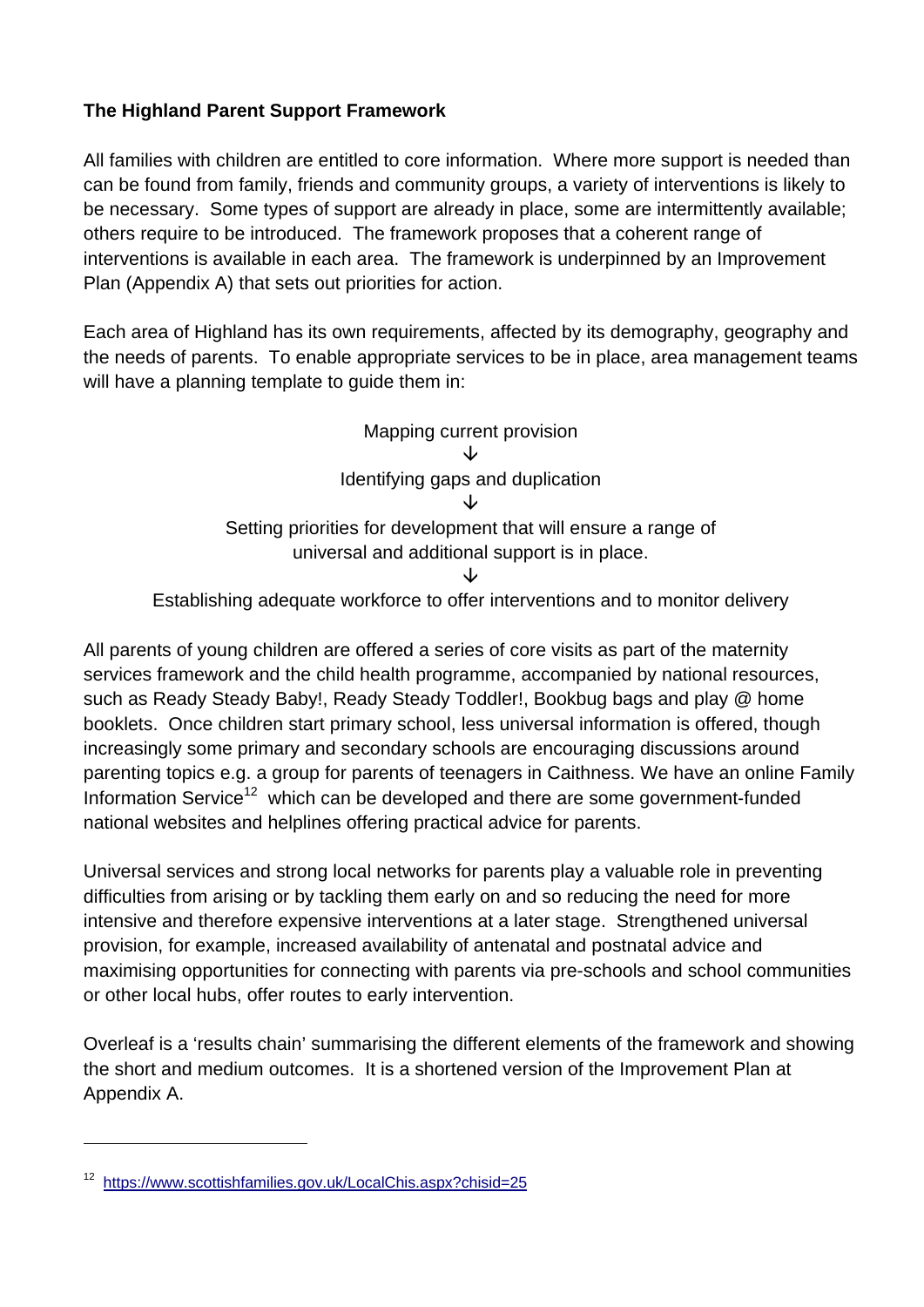**The Highland Parent Support Framework**

All families with children are entitled to core information. Where more support is needed than can be found from family, friends and community groups, a variety of interventions is likely to be necessary. Some types of support are already in place, some are intermittently available; others require to be introduced. The framework proposes that a coherent range of interventions is available in each area. The framework is underpinned by an Improvement Plan (Appendix A) that sets out priorities for action.

Each area of Highland has its own requirements, affected by its demography, geography and the needs of parents. To enable appropriate services to be in place, area management teams will have a planning template to guide them in:

Mapping current provision

↓

Identifying gaps and duplication

↓

Setting priorities for development that will ensure a range of universal and additional support is in place.

↓

Establishing adequate workforce to offer interventions and to monitor delivery

All parents of young children are offered a series of core visits as part of the maternity services framework and the child health programme, accompanied by national resources, such as Ready Steady Baby!, Ready Steady Toddler!, Bookbug bags and play @ home booklets. Once children start primary school, less universal information is offered, though increasingly some primary and secondary schools are encouraging discussions around parenting topics e.g. a group for parents of teenagers in Caithness. We have an online Family Information Service[12] which can be developed and there are some government-funded national websites and helplines offering practical advice for parents.

Universal services and strong local networks for parents play a valuable role in preventing difficulties from arising or by tackling them early on and so reducing the need for more intensive and therefore expensive interventions at a later stage. Strengthened universal provision, for example, increased availability of antenatal and postnatal advice and maximising opportunities for connecting with parents via pre-schools and school communities or other local hubs, offer routes to early intervention.

Overleaf is a 'results chain' summarising the different elements of the framework and showing the short and medium outcomes. It is a shortened version of the Improvement Plan at Appendix A.

---

[12] https://www.scottishfamilies.gov.uk/LocalChis.aspx?chisid=25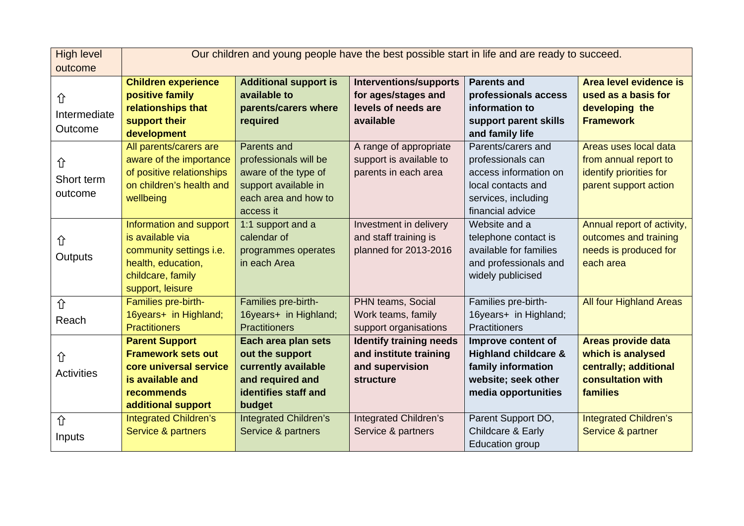| High level outcome | Our children and young people have the best possible start in life and are ready to succeed. | | | | |
|---|---|---|---|---|---|
| ⇧ Intermediate Outcome | **Children experience positive family relationships that support their development** | **Additional support is available to parents/carers where required** | **Interventions/supports for ages/stages and levels of needs are available** | **Parents and professionals access information to support parent skills and family life** | **Area level evidence is used as a basis for developing the Framework** |
| ⇧ Short term outcome | All parents/carers are aware of the importance of positive relationships on children's health and wellbeing | Parents and professionals will be aware of the type of support available in each area and how to access it | A range of appropriate support is available to parents in each area | Parents/carers and professionals can access information on local contacts and services, including financial advice | Areas uses local data from annual report to identify priorities for parent support action |
| ⇧ Outputs | Information and support is available via community settings i.e. health, education, childcare, family support, leisure | 1:1 support and a calendar of programmes operates in each Area | Investment in delivery and staff training is planned for 2013-2016 | Website and a telephone contact is available for families and professionals and widely publicised | Annual report of activity, outcomes and training needs is produced for each area |
| ⇧ Reach | Families pre-birth-16years+ in Highland; Practitioners | Families pre-birth-16years+ in Highland; Practitioners | PHN teams, Social Work teams, family support organisations | Families pre-birth-16years+ in Highland; Practitioners | All four Highland Areas |
| ⇧ Activities | **Parent Support Framework sets out core universal service is available and recommends additional support** | **Each area plan sets out the support currently available and required and identifies staff and budget** | **Identify training needs and institute training and supervision structure** | **Improve content of Highland childcare & family information website; seek other media opportunities** | **Areas provide data which is analysed centrally; additional consultation with families** |
| ⇧ Inputs | Integrated Children's Service & partners | Integrated Children's Service & partners | Integrated Children's Service & partners | Parent Support DO, Childcare & Early Education group | Integrated Children's Service & partner |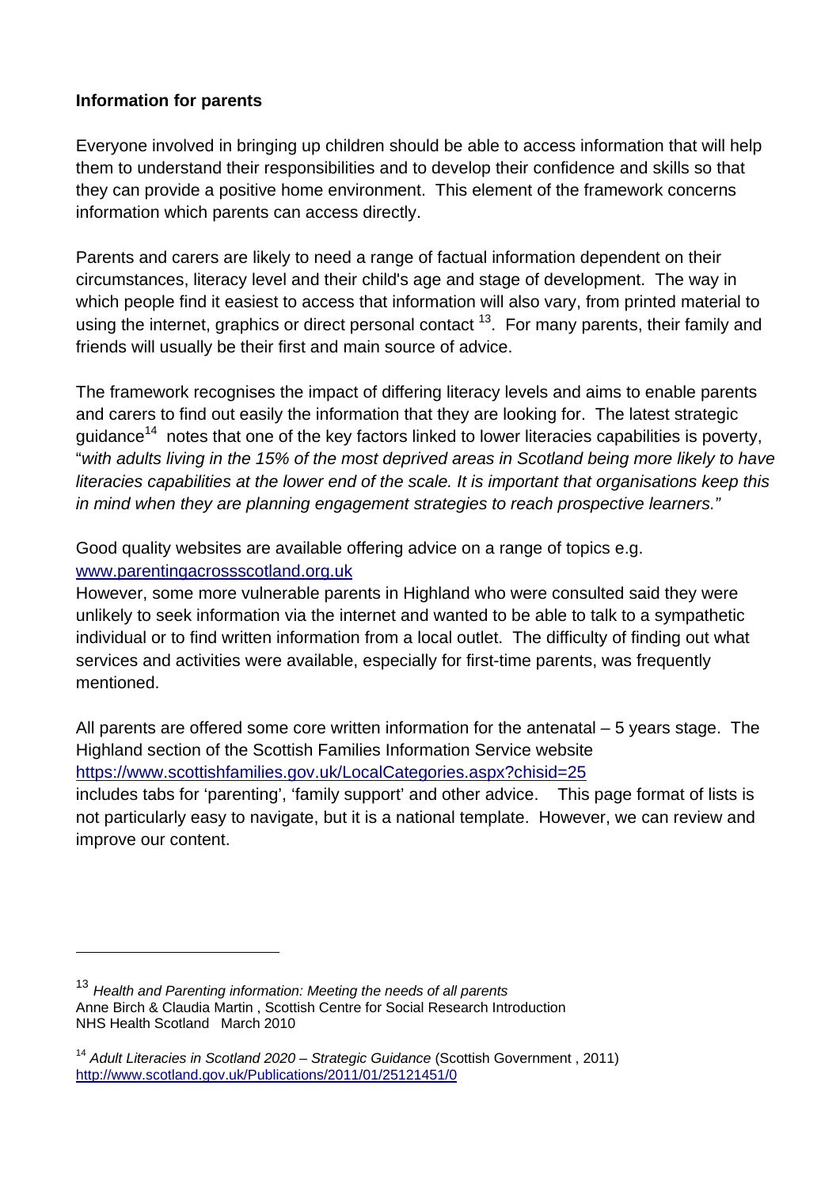**Information for parents**

Everyone involved in bringing up children should be able to access information that will help them to understand their responsibilities and to develop their confidence and skills so that they can provide a positive home environment. This element of the framework concerns information which parents can access directly.

Parents and carers are likely to need a range of factual information dependent on their circumstances, literacy level and their child's age and stage of development. The way in which people find it easiest to access that information will also vary, from printed material to using the internet, graphics or direct personal contact [13]. For many parents, their family and friends will usually be their first and main source of advice.

The framework recognises the impact of differing literacy levels and aims to enable parents and carers to find out easily the information that they are looking for. The latest strategic guidance[14] notes that one of the key factors linked to lower literacies capabilities is poverty, "*with adults living in the 15% of the most deprived areas in Scotland being more likely to have literacies capabilities at the lower end of the scale. It is important that organisations keep this in mind when they are planning engagement strategies to reach prospective learners."*

Good quality websites are available offering advice on a range of topics e.g. [www.parentingacrossscotland.org.uk](http://www.parentingacrossscotland.org.uk)
However, some more vulnerable parents in Highland who were consulted said they were unlikely to seek information via the internet and wanted to be able to talk to a sympathetic individual or to find written information from a local outlet. The difficulty of finding out what services and activities were available, especially for first-time parents, was frequently mentioned.

All parents are offered some core written information for the antenatal – 5 years stage. The Highland section of the Scottish Families Information Service website [https://www.scottishfamilies.gov.uk/LocalCategories.aspx?chisid=25](https://www.scottishfamilies.gov.uk/LocalCategories.aspx?chisid=25)
includes tabs for 'parenting', 'family support' and other advice. This page format of lists is not particularly easy to navigate, but it is a national template. However, we can review and improve our content.

---

[13] *Health and Parenting information: Meeting the needs of all parents*
Anne Birch & Claudia Martin , Scottish Centre for Social Research Introduction
NHS Health Scotland March 2010

[14] *Adult Literacies in Scotland 2020 – Strategic Guidance* (Scottish Government , 2011)
[http://www.scotland.gov.uk/Publications/2011/01/25121451/0](http://www.scotland.gov.uk/Publications/2011/01/25121451/0)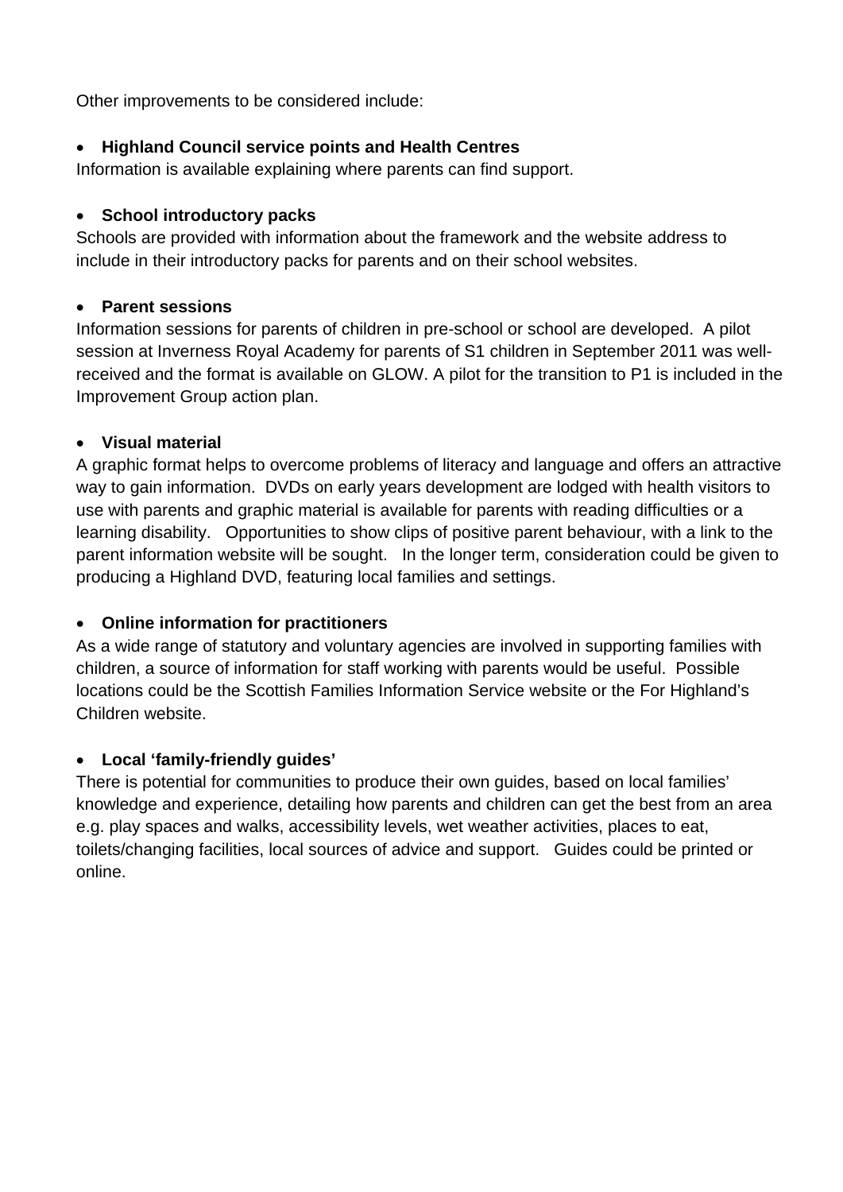Other improvements to be considered include:

- **Highland Council service points and Health Centres**

Information is available explaining where parents can find support.

- **School introductory packs**

Schools are provided with information about the framework and the website address to include in their introductory packs for parents and on their school websites.

- **Parent sessions**

Information sessions for parents of children in pre-school or school are developed. A pilot session at Inverness Royal Academy for parents of S1 children in September 2011 was well-received and the format is available on GLOW. A pilot for the transition to P1 is included in the Improvement Group action plan.

- **Visual material**

A graphic format helps to overcome problems of literacy and language and offers an attractive way to gain information. DVDs on early years development are lodged with health visitors to use with parents and graphic material is available for parents with reading difficulties or a learning disability. Opportunities to show clips of positive parent behaviour, with a link to the parent information website will be sought. In the longer term, consideration could be given to producing a Highland DVD, featuring local families and settings.

- **Online information for practitioners**

As a wide range of statutory and voluntary agencies are involved in supporting families with children, a source of information for staff working with parents would be useful. Possible locations could be the Scottish Families Information Service website or the For Highland's Children website.

- **Local 'family-friendly guides'**

There is potential for communities to produce their own guides, based on local families' knowledge and experience, detailing how parents and children can get the best from an area e.g. play spaces and walks, accessibility levels, wet weather activities, places to eat, toilets/changing facilities, local sources of advice and support. Guides could be printed or online.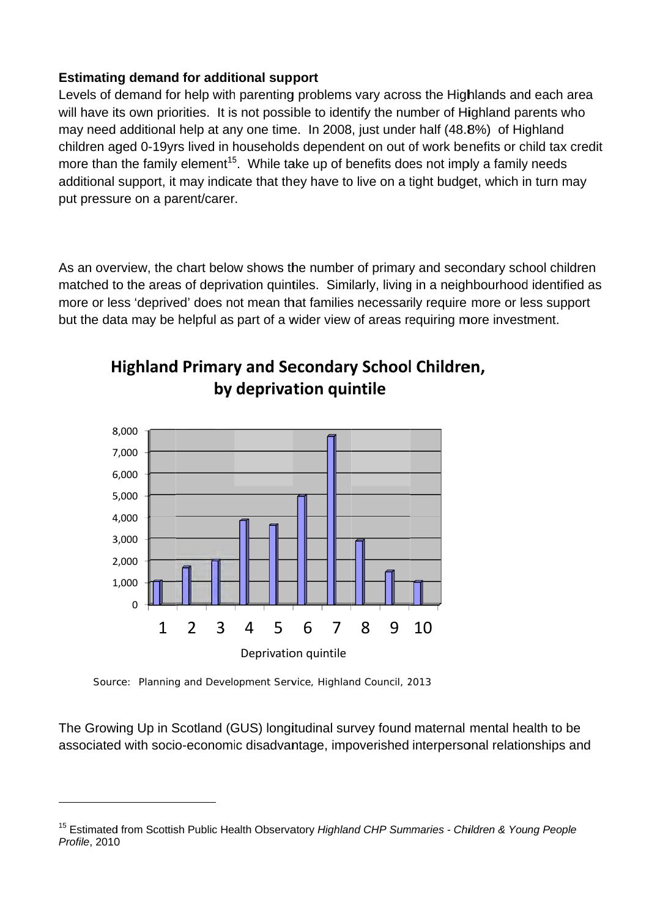**Estimating demand for additional support**

Levels of demand for help with parenting problems vary across the Highlands and each area will have its own priorities. It is not possible to identify the number of Highland parents who may need additional help at any one time. In 2008, just under half (48.8%) of Highland children aged 0-19yrs lived in households dependent on out of work benefits or child tax credit more than the family element[15]. While take up of benefits does not imply a family needs additional support, it may indicate that they have to live on a tight budget, which in turn may put pressure on a parent/carer.

As an overview, the chart below shows the number of primary and secondary school children matched to the areas of deprivation quintiles. Similarly, living in a neighbourhood identified as more or less 'deprived' does not mean that families necessarily require more or less support but the data may be helpful as part of a wider view of areas requiring more investment.

**Highland Primary and Secondary School Children, by deprivation quintile**

Source: Planning and Development Service, Highland Council, 2013

The Growing Up in Scotland (GUS) longitudinal survey found maternal mental health to be associated with socio-economic disadvantage, impoverished interpersonal relationships and

[15] Estimated from Scottish Public Health Observatory *Highland CHP Summaries - Children & Young People Profile*, 2010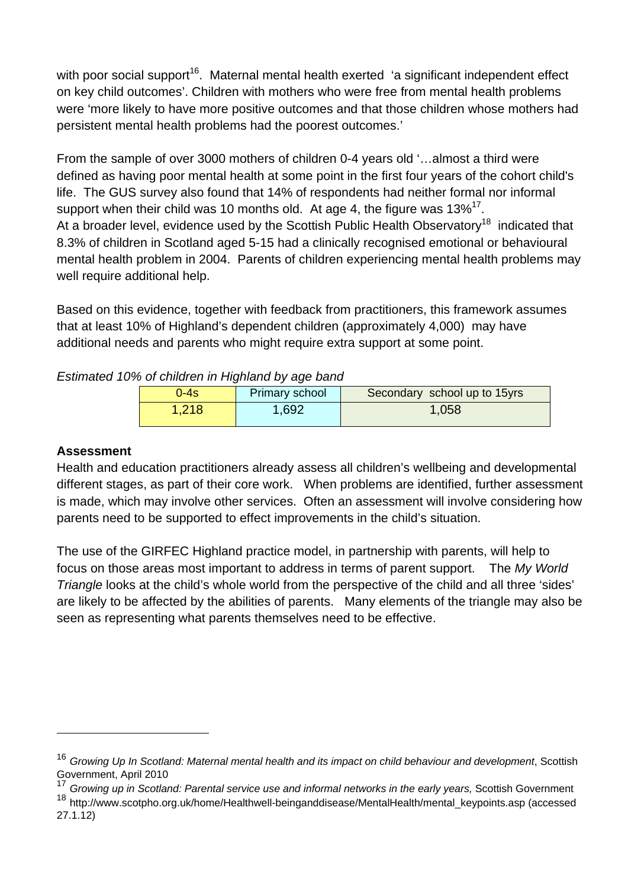with poor social support[16]. Maternal mental health exerted 'a significant independent effect on key child outcomes'. Children with mothers who were free from mental health problems were 'more likely to have more positive outcomes and that those children whose mothers had persistent mental health problems had the poorest outcomes.'

From the sample of over 3000 mothers of children 0-4 years old '…almost a third were defined as having poor mental health at some point in the first four years of the cohort child's life. The GUS survey also found that 14% of respondents had neither formal nor informal support when their child was 10 months old. At age 4, the figure was 13%[17].
At a broader level, evidence used by the Scottish Public Health Observatory[18] indicated that 8.3% of children in Scotland aged 5-15 had a clinically recognised emotional or behavioural mental health problem in 2004. Parents of children experiencing mental health problems may well require additional help.

Based on this evidence, together with feedback from practitioners, this framework assumes that at least 10% of Highland's dependent children (approximately 4,000) may have additional needs and parents who might require extra support at some point.

*Estimated 10% of children in Highland by age band*

| 0-4s | Primary school | Secondary school up to 15yrs |
|---|---|---|
| 1,218 | 1,692 | 1,058 |

**Assessment**
Health and education practitioners already assess all children's wellbeing and developmental different stages, as part of their core work. When problems are identified, further assessment is made, which may involve other services. Often an assessment will involve considering how parents need to be supported to effect improvements in the child's situation.

The use of the GIRFEC Highland practice model, in partnership with parents, will help to focus on those areas most important to address in terms of parent support. The *My World Triangle* looks at the child's whole world from the perspective of the child and all three 'sides' are likely to be affected by the abilities of parents. Many elements of the triangle may also be seen as representing what parents themselves need to be effective.

---

[16] *Growing Up In Scotland: Maternal mental health and its impact on child behaviour and development*, Scottish Government, April 2010

[17] *Growing up in Scotland: Parental service use and informal networks in the early years,* Scottish Government

[18] http://www.scotpho.org.uk/home/Healthwell-beinganddisease/MentalHealth/mental_keypoints.asp (accessed 27.1.12)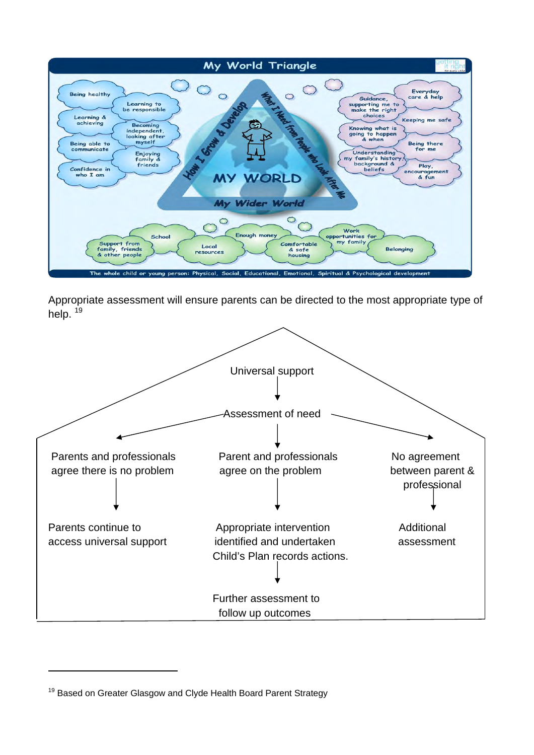## My World Triangle

**How I Grow & Develop**

- Being healthy
- Learning to be responsible
- Learning & achieving
- Becoming independent, looking after myself
- Being able to communicate
- Enjoying family & friends
- Confidence in who I am

**What I Need from People who Look After Me**

- Everyday care & help
- Guidance, supporting me to make the right choices
- Keeping me safe
- Knowing what is going to happen & when
- Being there for me
- Understanding my family's history, background & beliefs
- Play, encouragement & fun

**MY WORLD**

**My Wider World**

- Support from family, friends & other people
- School
- Local resources
- Enough money
- Comfortable & safe housing
- Work opportunities for my family
- Belonging

The whole child or young person: Physical, Social, Educational, Emotional, Spiritual & Psychological development

Appropriate assessment will ensure parents can be directed to the most appropriate type of help. [19]

Universal support
↓
Assessment of need

- Parents and professionals agree there is no problem → Parents continue to access universal support
- Parent and professionals agree on the problem → Appropriate intervention identified and undertaken Child's Plan records actions. → Further assessment to follow up outcomes
- No agreement between parent & professional → Additional assessment

---

[19] Based on Greater Glasgow and Clyde Health Board Parent Strategy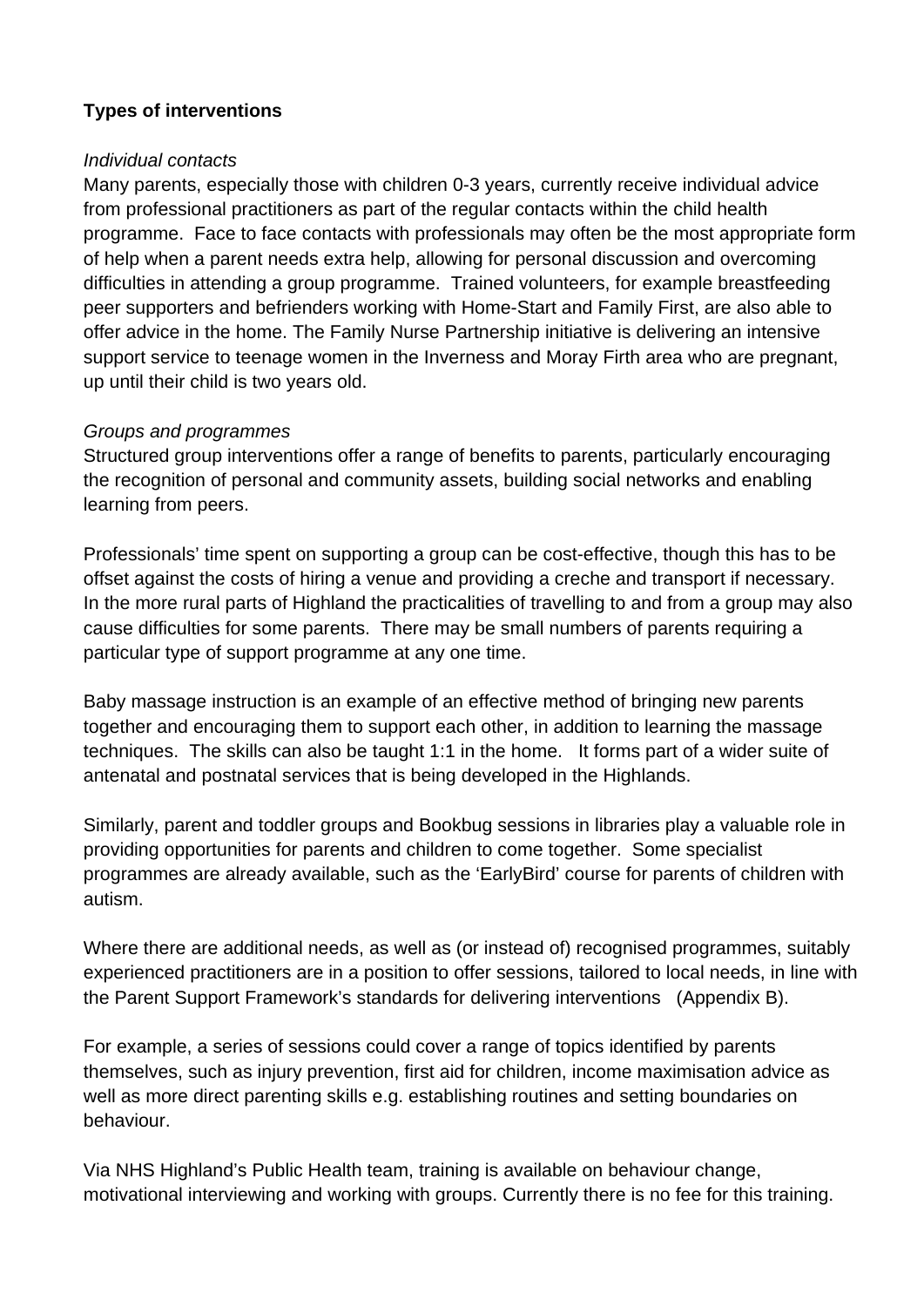**Types of interventions**

*Individual contacts*

Many parents, especially those with children 0-3 years, currently receive individual advice from professional practitioners as part of the regular contacts within the child health programme. Face to face contacts with professionals may often be the most appropriate form of help when a parent needs extra help, allowing for personal discussion and overcoming difficulties in attending a group programme. Trained volunteers, for example breastfeeding peer supporters and befrienders working with Home-Start and Family First, are also able to offer advice in the home. The Family Nurse Partnership initiative is delivering an intensive support service to teenage women in the Inverness and Moray Firth area who are pregnant, up until their child is two years old.

*Groups and programmes*

Structured group interventions offer a range of benefits to parents, particularly encouraging the recognition of personal and community assets, building social networks and enabling learning from peers.

Professionals' time spent on supporting a group can be cost-effective, though this has to be offset against the costs of hiring a venue and providing a creche and transport if necessary. In the more rural parts of Highland the practicalities of travelling to and from a group may also cause difficulties for some parents. There may be small numbers of parents requiring a particular type of support programme at any one time.

Baby massage instruction is an example of an effective method of bringing new parents together and encouraging them to support each other, in addition to learning the massage techniques. The skills can also be taught 1:1 in the home. It forms part of a wider suite of antenatal and postnatal services that is being developed in the Highlands.

Similarly, parent and toddler groups and Bookbug sessions in libraries play a valuable role in providing opportunities for parents and children to come together. Some specialist programmes are already available, such as the 'EarlyBird' course for parents of children with autism.

Where there are additional needs, as well as (or instead of) recognised programmes, suitably experienced practitioners are in a position to offer sessions, tailored to local needs, in line with the Parent Support Framework's standards for delivering interventions (Appendix B).

For example, a series of sessions could cover a range of topics identified by parents themselves, such as injury prevention, first aid for children, income maximisation advice as well as more direct parenting skills e.g. establishing routines and setting boundaries on behaviour.

Via NHS Highland's Public Health team, training is available on behaviour change, motivational interviewing and working with groups. Currently there is no fee for this training.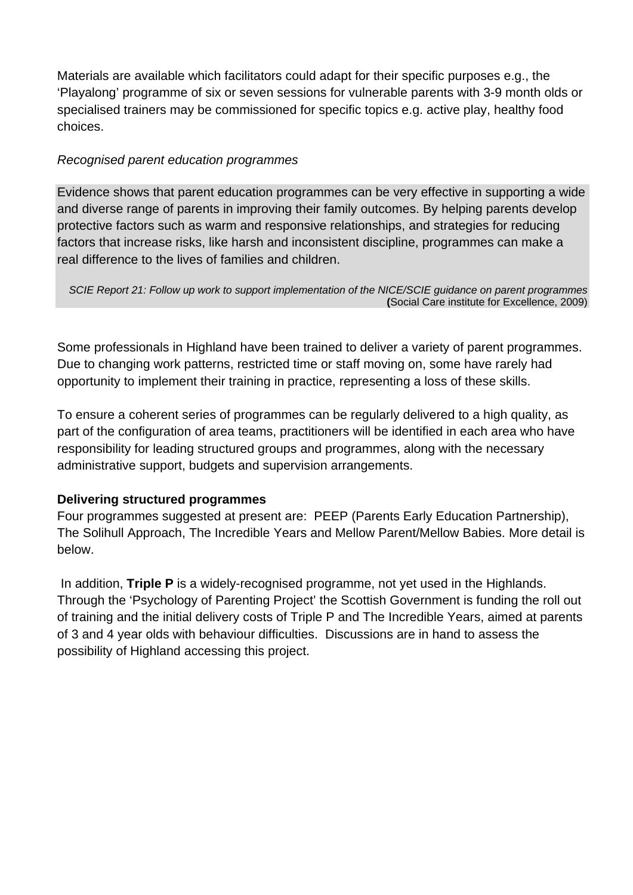Materials are available which facilitators could adapt for their specific purposes e.g., the 'Playalong' programme of six or seven sessions for vulnerable parents with 3-9 month olds or specialised trainers may be commissioned for specific topics e.g. active play, healthy food choices.

*Recognised parent education programmes*

> Evidence shows that parent education programmes can be very effective in supporting a wide and diverse range of parents in improving their family outcomes. By helping parents develop protective factors such as warm and responsive relationships, and strategies for reducing factors that increase risks, like harsh and inconsistent discipline, programmes can make a real difference to the lives of families and children.
>
> *SCIE Report 21: Follow up work to support implementation of the NICE/SCIE guidance on parent programmes* (Social Care institute for Excellence, 2009)

Some professionals in Highland have been trained to deliver a variety of parent programmes. Due to changing work patterns, restricted time or staff moving on, some have rarely had opportunity to implement their training in practice, representing a loss of these skills.

To ensure a coherent series of programmes can be regularly delivered to a high quality, as part of the configuration of area teams, practitioners will be identified in each area who have responsibility for leading structured groups and programmes, along with the necessary administrative support, budgets and supervision arrangements.

**Delivering structured programmes**

Four programmes suggested at present are: PEEP (Parents Early Education Partnership), The Solihull Approach, The Incredible Years and Mellow Parent/Mellow Babies. More detail is below.

In addition, **Triple P** is a widely-recognised programme, not yet used in the Highlands. Through the 'Psychology of Parenting Project' the Scottish Government is funding the roll out of training and the initial delivery costs of Triple P and The Incredible Years, aimed at parents of 3 and 4 year olds with behaviour difficulties. Discussions are in hand to assess the possibility of Highland accessing this project.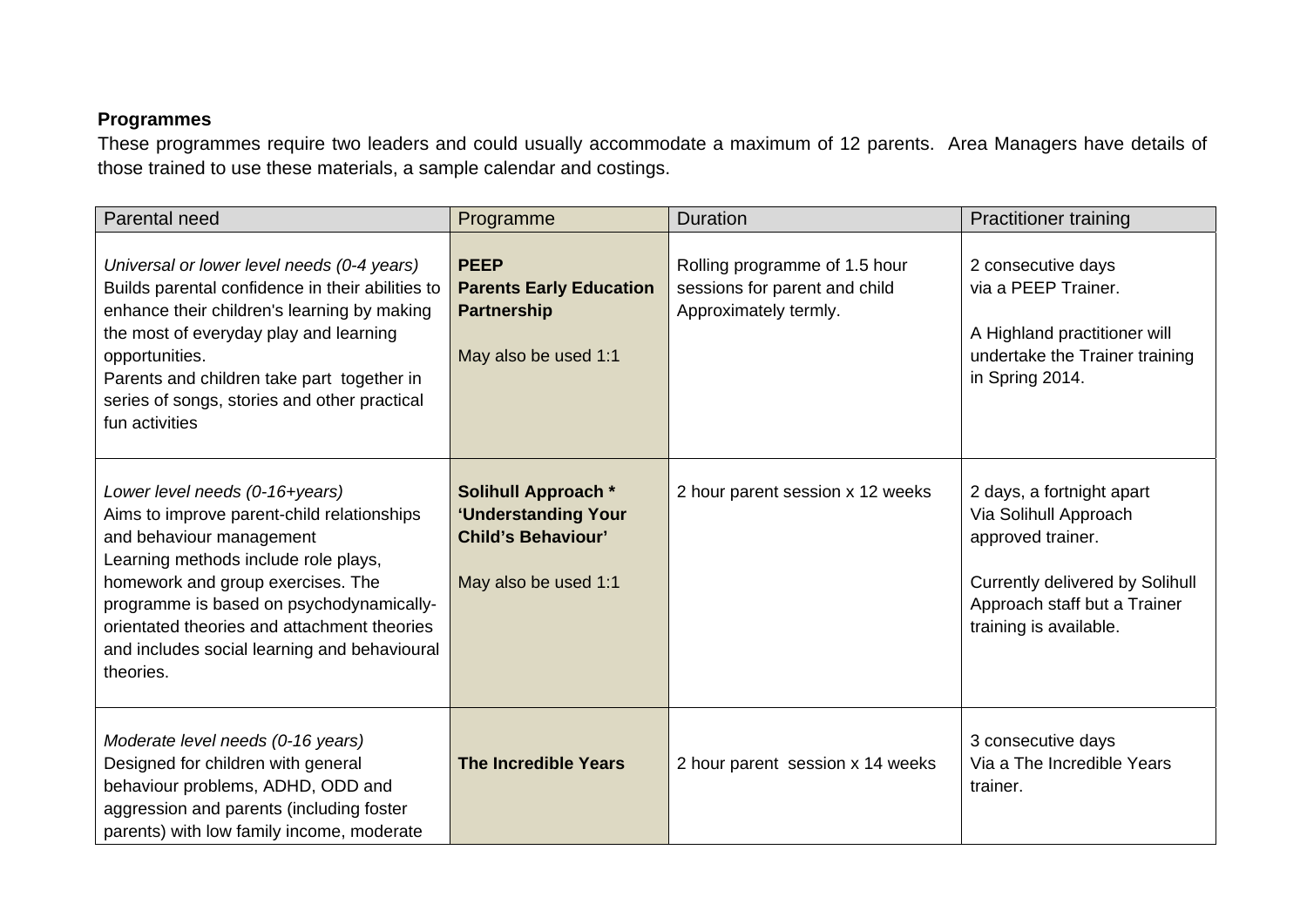**Programmes**

These programmes require two leaders and could usually accommodate a maximum of 12 parents. Area Managers have details of those trained to use these materials, a sample calendar and costings.

| Parental need | Programme | Duration | Practitioner training |
|---|---|---|---|
| *Universal or lower level needs (0-4 years)*<br>Builds parental confidence in their abilities to enhance their children's learning by making the most of everyday play and learning opportunities.<br>Parents and children take part together in series of songs, stories and other practical fun activities | **PEEP**<br>**Parents Early Education Partnership**<br><br>May also be used 1:1 | Rolling programme of 1.5 hour sessions for parent and child<br>Approximately termly. | 2 consecutive days via a PEEP Trainer.<br><br>A Highland practitioner will undertake the Trainer training in Spring 2014. |
| *Lower level needs (0-16+years)*<br>Aims to improve parent-child relationships and behaviour management<br>Learning methods include role plays, homework and group exercises. The programme is based on psychodynamically-orientated theories and attachment theories and includes social learning and behavioural theories. | **Solihull Approach \***<br>**'Understanding Your Child's Behaviour'**<br><br>May also be used 1:1 | 2 hour parent session x 12 weeks | 2 days, a fortnight apart<br>Via Solihull Approach approved trainer.<br><br>Currently delivered by Solihull Approach staff but a Trainer training is available. |
| *Moderate level needs (0-16 years)*<br>Designed for children with general behaviour problems, ADHD, ODD and aggression and parents (including foster parents) with low family income, moderate | **The Incredible Years** | 2 hour parent session x 14 weeks | 3 consecutive days<br>Via a The Incredible Years trainer. |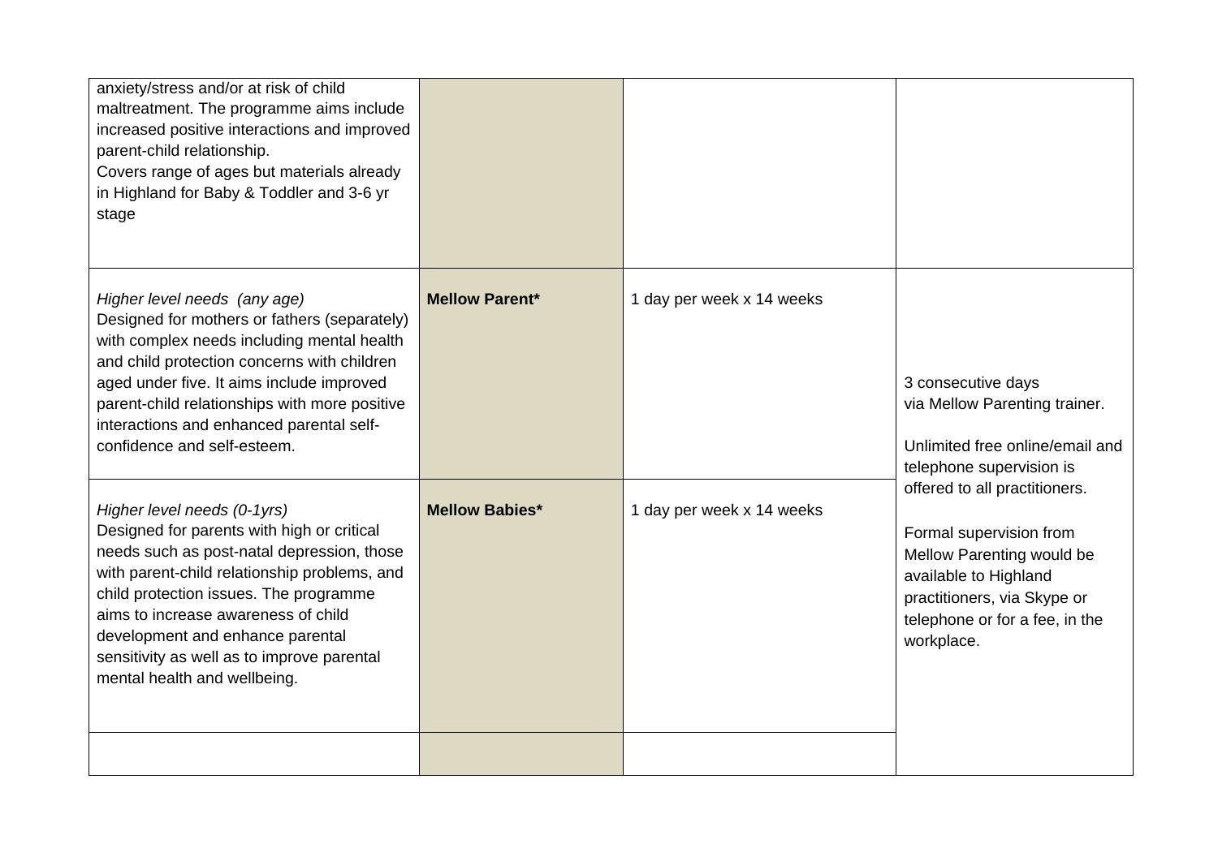| | | | |
|---|---|---|---|
| anxiety/stress and/or at risk of child maltreatment. The programme aims include increased positive interactions and improved parent-child relationship.<br>Covers range of ages but materials already in Highland for Baby & Toddler and 3-6 yr stage | | | |
| *Higher level needs (any age)*<br>Designed for mothers or fathers (separately) with complex needs including mental health and child protection concerns with children aged under five. It aims include improved parent-child relationships with more positive interactions and enhanced parental self-confidence and self-esteem. | **Mellow Parent*** | 1 day per week x 14 weeks | 3 consecutive days via Mellow Parenting trainer.<br><br>Unlimited free online/email and telephone supervision is offered to all practitioners.<br><br>Formal supervision from Mellow Parenting would be available to Highland practitioners, via Skype or telephone or for a fee, in the workplace. |
| *Higher level needs (0-1yrs)*<br>Designed for parents with high or critical needs such as post-natal depression, those with parent-child relationship problems, and child protection issues. The programme aims to increase awareness of child development and enhance parental sensitivity as well as to improve parental mental health and wellbeing. | **Mellow Babies*** | 1 day per week x 14 weeks | |
| | | | |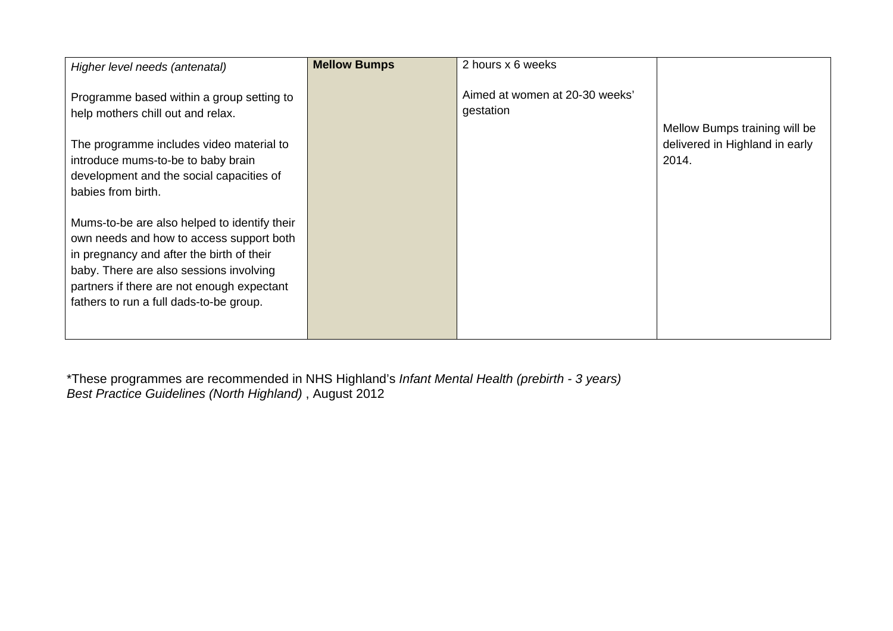| | | | |
|---|---|---|---|
| *Higher level needs (antenatal)*<br><br>Programme based within a group setting to help mothers chill out and relax.<br><br>The programme includes video material to introduce mums-to-be to baby brain development and the social capacities of babies from birth.<br><br>Mums-to-be are also helped to identify their own needs and how to access support both in pregnancy and after the birth of their baby. There are also sessions involving partners if there are not enough expectant fathers to run a full dads-to-be group. | **Mellow Bumps** | 2 hours x 6 weeks<br><br>Aimed at women at 20-30 weeks' gestation | Mellow Bumps training will be delivered in Highland in early 2014. |

*These programmes are recommended in NHS Highland's *Infant Mental Health (prebirth - 3 years) Best Practice Guidelines (North Highland)* , August 2012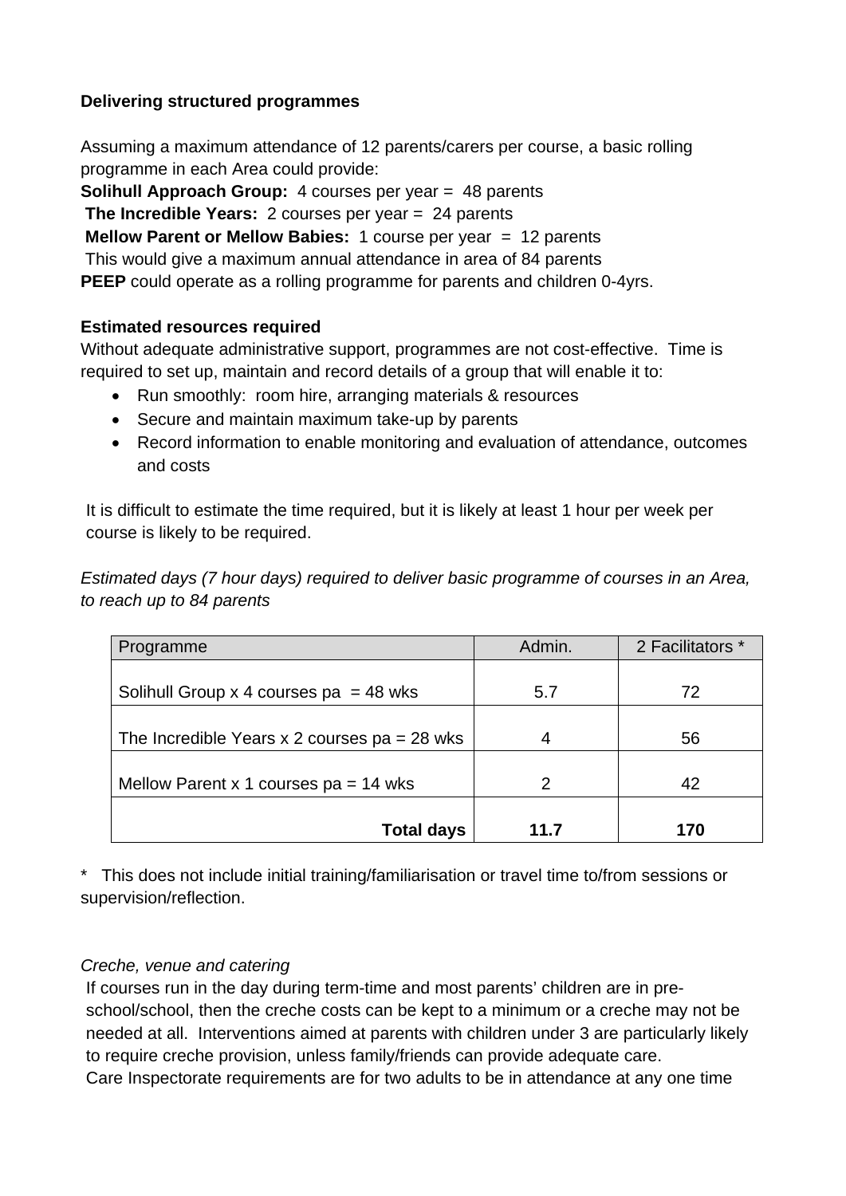**Delivering structured programmes**

Assuming a maximum attendance of 12 parents/carers per course, a basic rolling programme in each Area could provide:

**Solihull Approach Group:** 4 courses per year = 48 parents
**The Incredible Years:** 2 courses per year = 24 parents
**Mellow Parent or Mellow Babies:** 1 course per year = 12 parents
This would give a maximum annual attendance in area of 84 parents
**PEEP** could operate as a rolling programme for parents and children 0-4yrs.

**Estimated resources required**

Without adequate administrative support, programmes are not cost-effective. Time is required to set up, maintain and record details of a group that will enable it to:

- Run smoothly: room hire, arranging materials & resources
- Secure and maintain maximum take-up by parents
- Record information to enable monitoring and evaluation of attendance, outcomes and costs

It is difficult to estimate the time required, but it is likely at least 1 hour per week per course is likely to be required.

*Estimated days (7 hour days) required to deliver basic programme of courses in an Area, to reach up to 84 parents*

| Programme | Admin. | 2 Facilitators * |
|---|---|---|
| Solihull Group x 4 courses pa = 48 wks | 5.7 | 72 |
| The Incredible Years x 2 courses pa = 28 wks | 4 | 56 |
| Mellow Parent x 1 courses pa = 14 wks | 2 | 42 |
| **Total days** | **11.7** | **170** |

* This does not include initial training/familiarisation or travel time to/from sessions or supervision/reflection.

*Creche, venue and catering*

If courses run in the day during term-time and most parents' children are in pre-school/school, then the creche costs can be kept to a minimum or a creche may not be needed at all. Interventions aimed at parents with children under 3 are particularly likely to require creche provision, unless family/friends can provide adequate care.
Care Inspectorate requirements are for two adults to be in attendance at any one time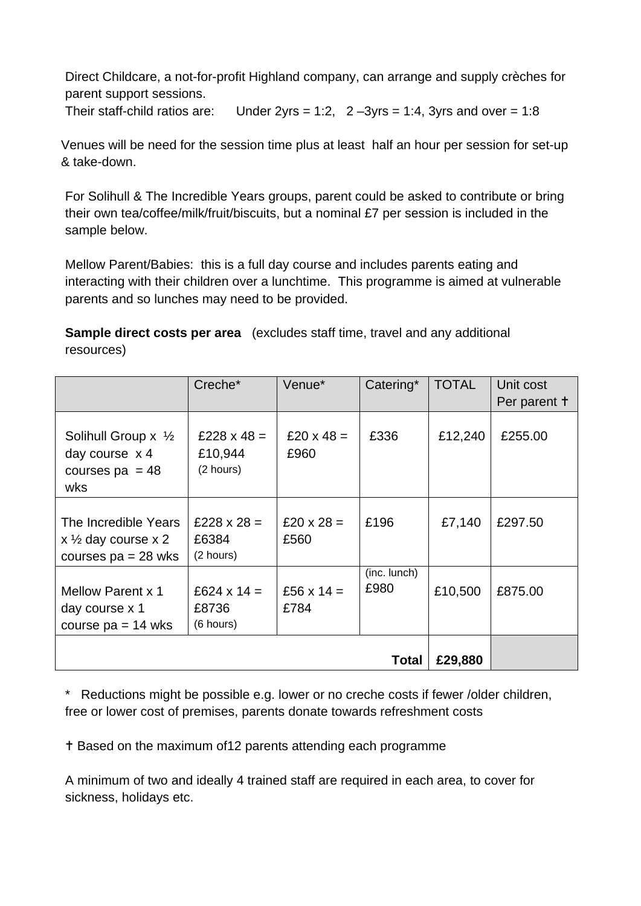Direct Childcare, a not-for-profit Highland company, can arrange and supply crèches for parent support sessions.
Their staff-child ratios are: Under 2yrs = 1:2, 2 –3yrs = 1:4, 3yrs and over = 1:8

Venues will be need for the session time plus at least half an hour per session for set-up & take-down.

For Solihull & The Incredible Years groups, parent could be asked to contribute or bring their own tea/coffee/milk/fruit/biscuits, but a nominal £7 per session is included in the sample below.

Mellow Parent/Babies: this is a full day course and includes parents eating and interacting with their children over a lunchtime. This programme is aimed at vulnerable parents and so lunches may need to be provided.

**Sample direct costs per area** (excludes staff time, travel and any additional resources)

| | Creche* | Venue* | Catering* | TOTAL | Unit cost Per parent † |
|---|---|---|---|---|---|
| Solihull Group x ½ day course x 4 courses pa = 48 wks | £228 x 48 = £10,944 (2 hours) | £20 x 48 = £960 | £336 | £12,240 | £255.00 |
| The Incredible Years x ½ day course x 2 courses pa = 28 wks | £228 x 28 = £6384 (2 hours) | £20 x 28 = £560 | £196 | £7,140 | £297.50 |
| Mellow Parent x 1 day course x 1 course pa = 14 wks | £624 x 14 = £8736 (6 hours) | £56 x 14 = £784 | (inc. lunch) £980 | £10,500 | £875.00 |
| | | | **Total** | **£29,880** | |

\* Reductions might be possible e.g. lower or no creche costs if fewer /older children, free or lower cost of premises, parents donate towards refreshment costs

† Based on the maximum of12 parents attending each programme

A minimum of two and ideally 4 trained staff are required in each area, to cover for sickness, holidays etc.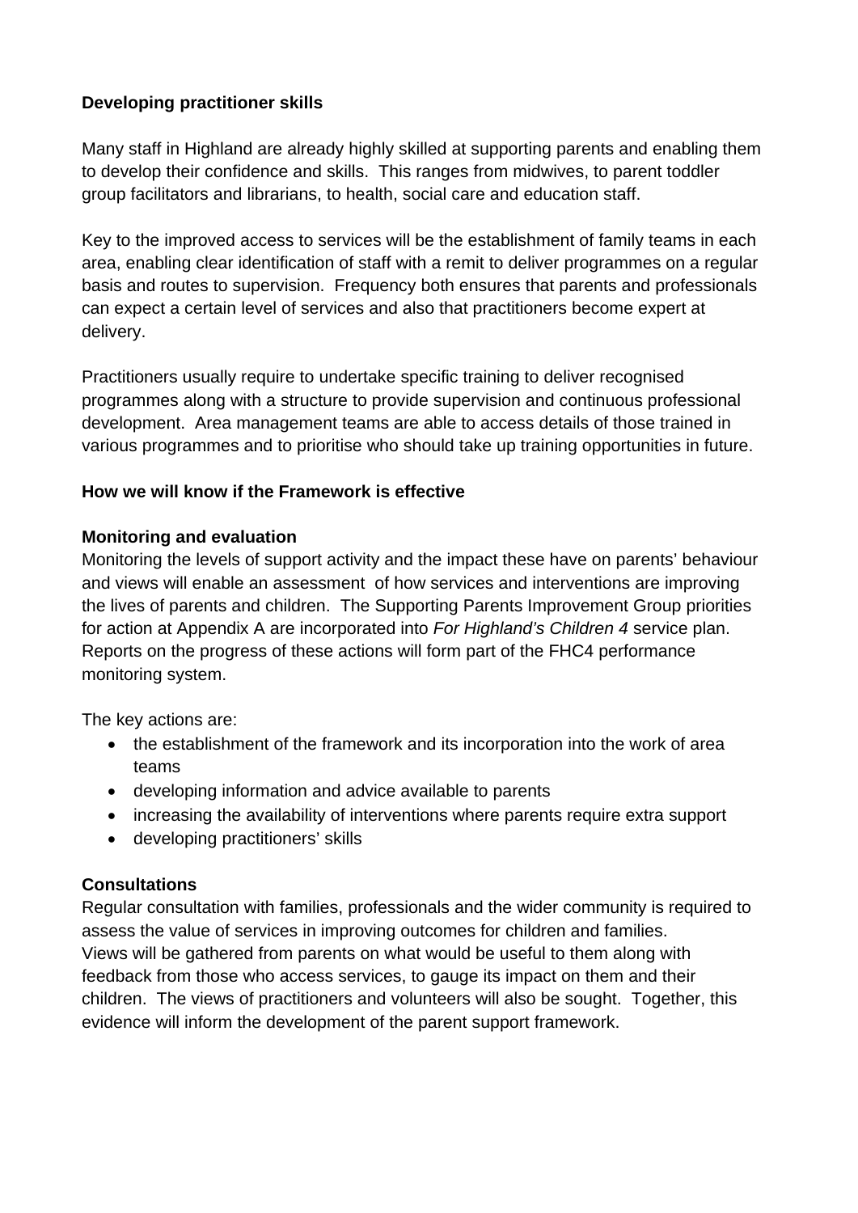**Developing practitioner skills**

Many staff in Highland are already highly skilled at supporting parents and enabling them to develop their confidence and skills. This ranges from midwives, to parent toddler group facilitators and librarians, to health, social care and education staff.

Key to the improved access to services will be the establishment of family teams in each area, enabling clear identification of staff with a remit to deliver programmes on a regular basis and routes to supervision. Frequency both ensures that parents and professionals can expect a certain level of services and also that practitioners become expert at delivery.

Practitioners usually require to undertake specific training to deliver recognised programmes along with a structure to provide supervision and continuous professional development. Area management teams are able to access details of those trained in various programmes and to prioritise who should take up training opportunities in future.

**How we will know if the Framework is effective**

**Monitoring and evaluation**

Monitoring the levels of support activity and the impact these have on parents' behaviour and views will enable an assessment of how services and interventions are improving the lives of parents and children. The Supporting Parents Improvement Group priorities for action at Appendix A are incorporated into *For Highland's Children 4* service plan. Reports on the progress of these actions will form part of the FHC4 performance monitoring system.

The key actions are:

- the establishment of the framework and its incorporation into the work of area teams
- developing information and advice available to parents
- increasing the availability of interventions where parents require extra support
- developing practitioners' skills

**Consultations**

Regular consultation with families, professionals and the wider community is required to assess the value of services in improving outcomes for children and families. Views will be gathered from parents on what would be useful to them along with feedback from those who access services, to gauge its impact on them and their children. The views of practitioners and volunteers will also be sought. Together, this evidence will inform the development of the parent support framework.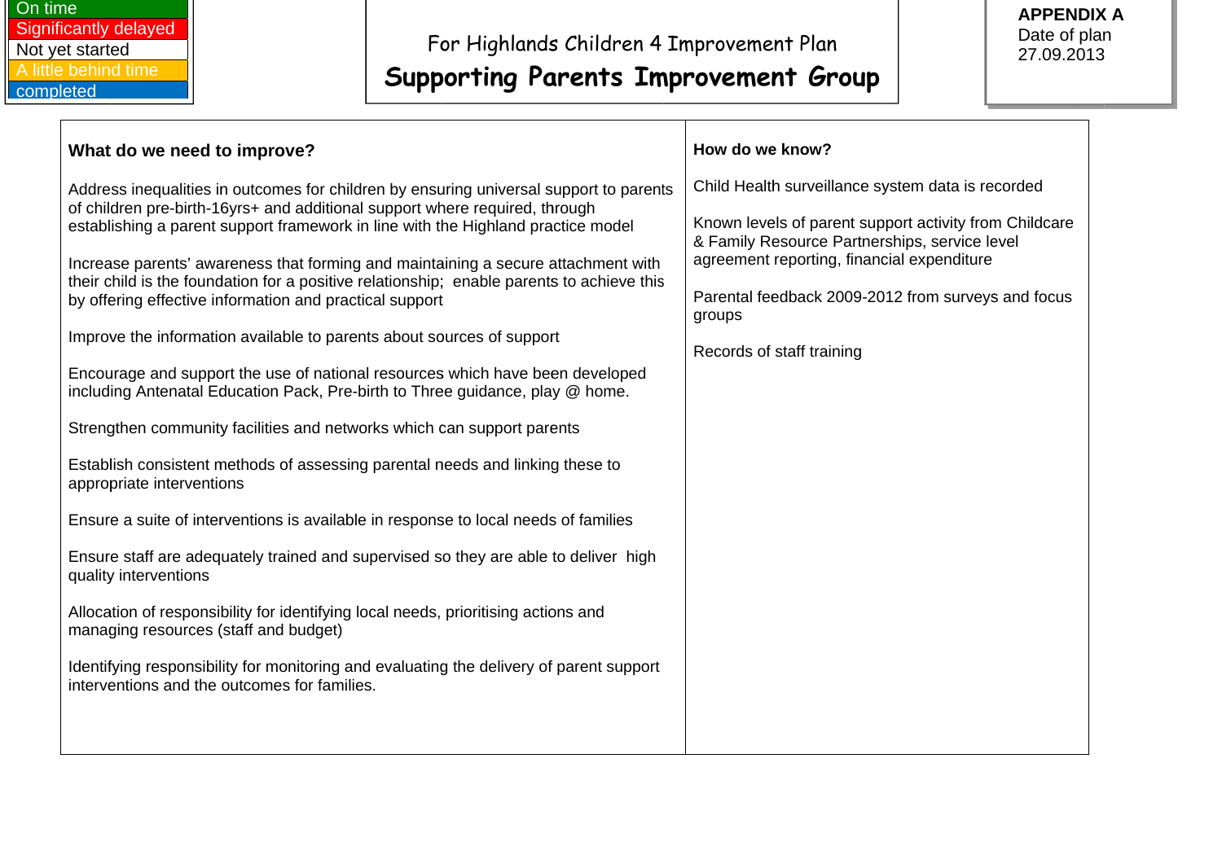| On time |
| --- |
| Significantly delayed |
| Not yet started |
| A little behind time |
| completed |

For Highlands Children 4 Improvement Plan

# Supporting Parents Improvement Group

**APPENDIX A**
Date of plan
27.09.2013

| What do we need to improve? | How do we know? |
| --- | --- |
| Address inequalities in outcomes for children by ensuring universal support to parents of children pre-birth-16yrs+ and additional support where required, through establishing a parent support framework in line with the Highland practice model<br><br>Increase parents' awareness that forming and maintaining a secure attachment with their child is the foundation for a positive relationship; enable parents to achieve this by offering effective information and practical support<br><br>Improve the information available to parents about sources of support<br><br>Encourage and support the use of national resources which have been developed including Antenatal Education Pack, Pre-birth to Three guidance, play @ home.<br><br>Strengthen community facilities and networks which can support parents<br><br>Establish consistent methods of assessing parental needs and linking these to appropriate interventions<br><br>Ensure a suite of interventions is available in response to local needs of families<br><br>Ensure staff are adequately trained and supervised so they are able to deliver high quality interventions<br><br>Allocation of responsibility for identifying local needs, prioritising actions and managing resources (staff and budget)<br><br>Identifying responsibility for monitoring and evaluating the delivery of parent support interventions and the outcomes for families. | Child Health surveillance system data is recorded<br><br>Known levels of parent support activity from Childcare & Family Resource Partnerships, service level agreement reporting, financial expenditure<br><br>Parental feedback 2009-2012 from surveys and focus groups<br><br>Records of staff training |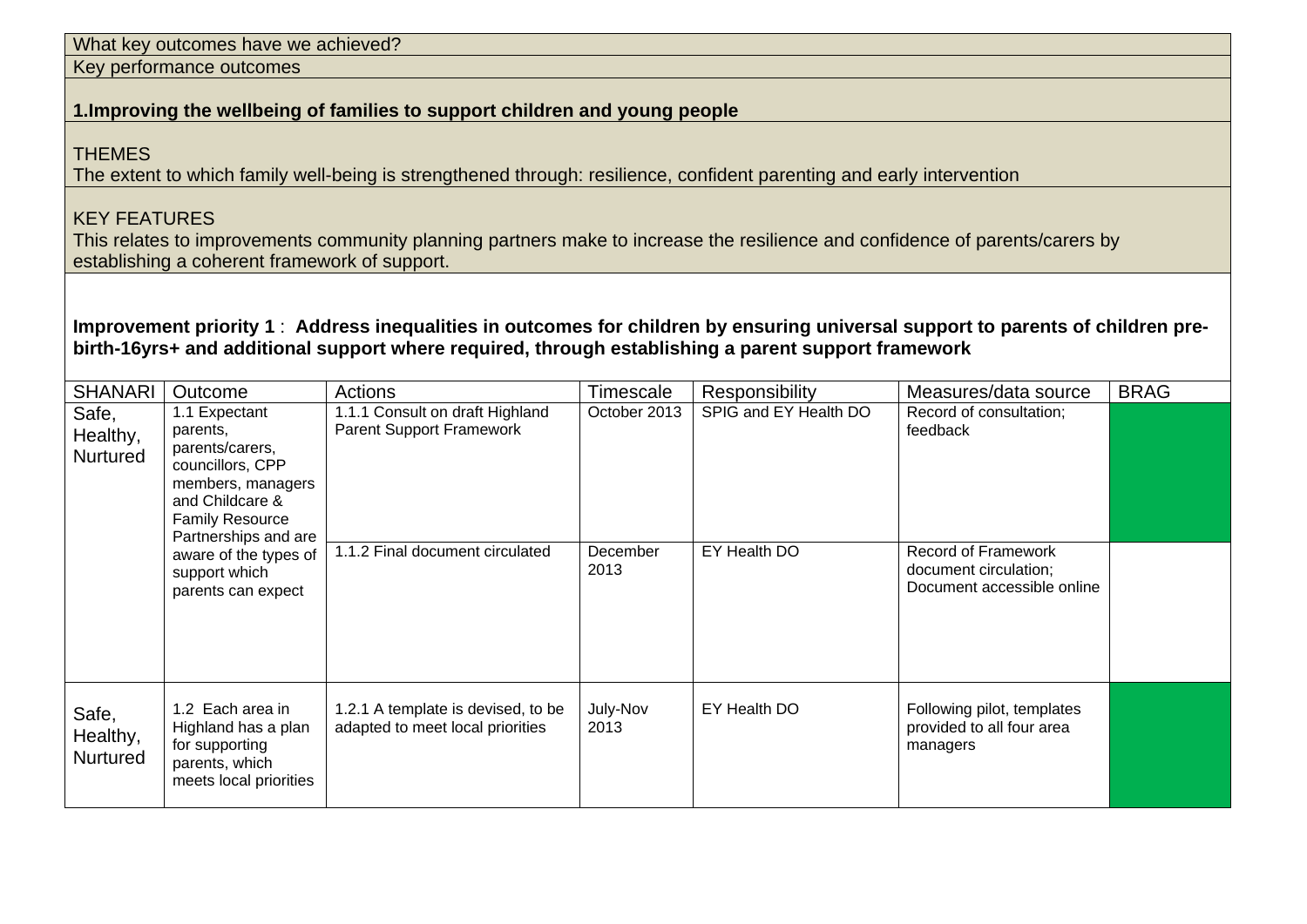What key outcomes have we achieved?

Key performance outcomes

**1.Improving the wellbeing of families to support children and young people**

THEMES

The extent to which family well-being is strengthened through: resilience, confident parenting and early intervention

KEY FEATURES

This relates to improvements community planning partners make to increase the resilience and confidence of parents/carers by establishing a coherent framework of support.

**Improvement priority 1** : **Address inequalities in outcomes for children by ensuring universal support to parents of children pre-birth-16yrs+ and additional support where required, through establishing a parent support framework**

| SHANARI | Outcome | Actions | Timescale | Responsibility | Measures/data source | BRAG |
|---|---|---|---|---|---|---|
| Safe, Healthy, Nurtured | 1.1 Expectant parents, parents/carers, councillors, CPP members, managers and Childcare & Family Resource Partnerships and are aware of the types of support which parents can expect | 1.1.1 Consult on draft Highland Parent Support Framework | October 2013 | SPIG and EY Health DO | Record of consultation; feedback | |
| | | 1.1.2 Final document circulated | December 2013 | EY Health DO | Record of Framework document circulation; Document accessible online | |
| Safe, Healthy, Nurtured | 1.2 Each area in Highland has a plan for supporting parents, which meets local priorities | 1.2.1 A template is devised, to be adapted to meet local priorities | July-Nov 2013 | EY Health DO | Following pilot, templates provided to all four area managers | |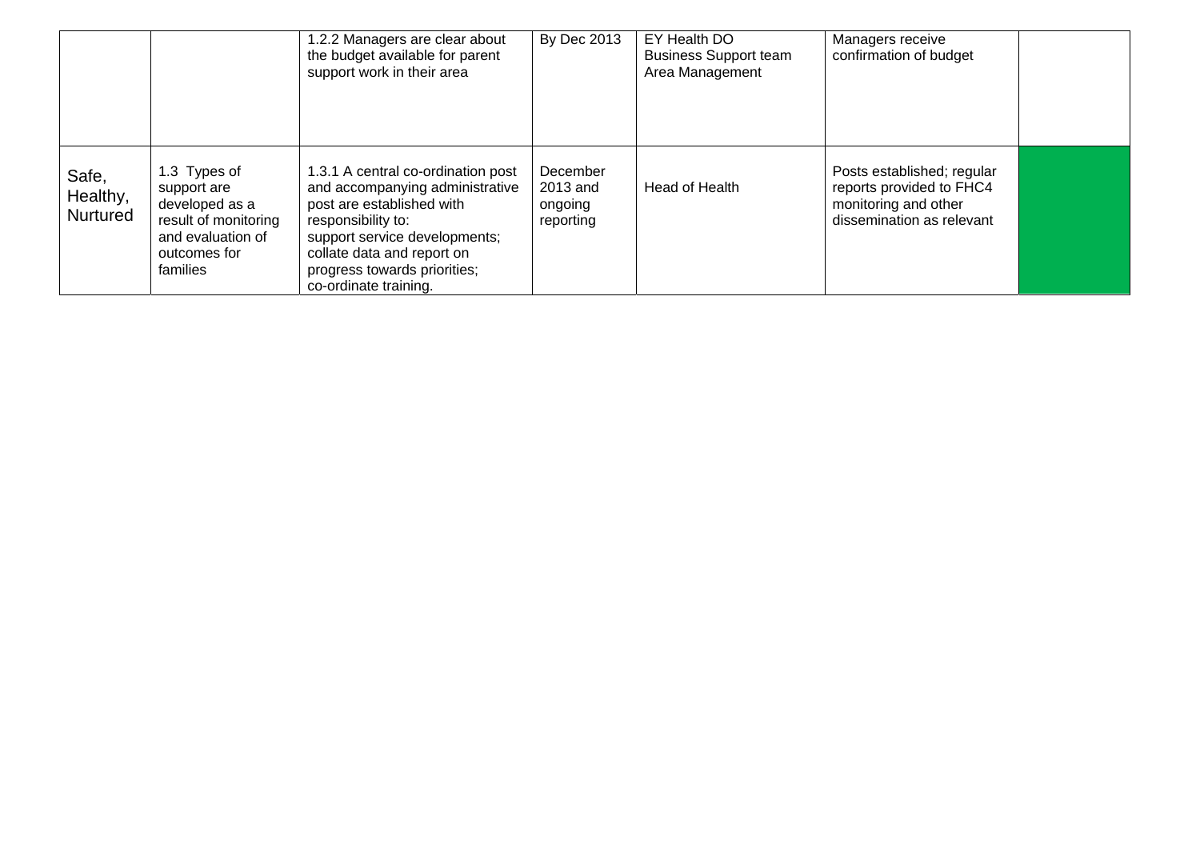| | | | | | | |
|---|---|---|---|---|---|---|
| | | 1.2.2 Managers are clear about the budget available for parent support work in their area | By Dec 2013 | EY Health DO<br>Business Support team<br>Area Management | Managers receive confirmation of budget | |
| Safe, Healthy, Nurtured | 1.3 Types of support are developed as a result of monitoring and evaluation of outcomes for families | 1.3.1 A central co-ordination post and accompanying administrative post are established with responsibility to:<br>support service developments;<br>collate data and report on progress towards priorities;<br>co-ordinate training. | December 2013 and ongoing reporting | Head of Health | Posts established; regular reports provided to FHC4 monitoring and other dissemination as relevant | |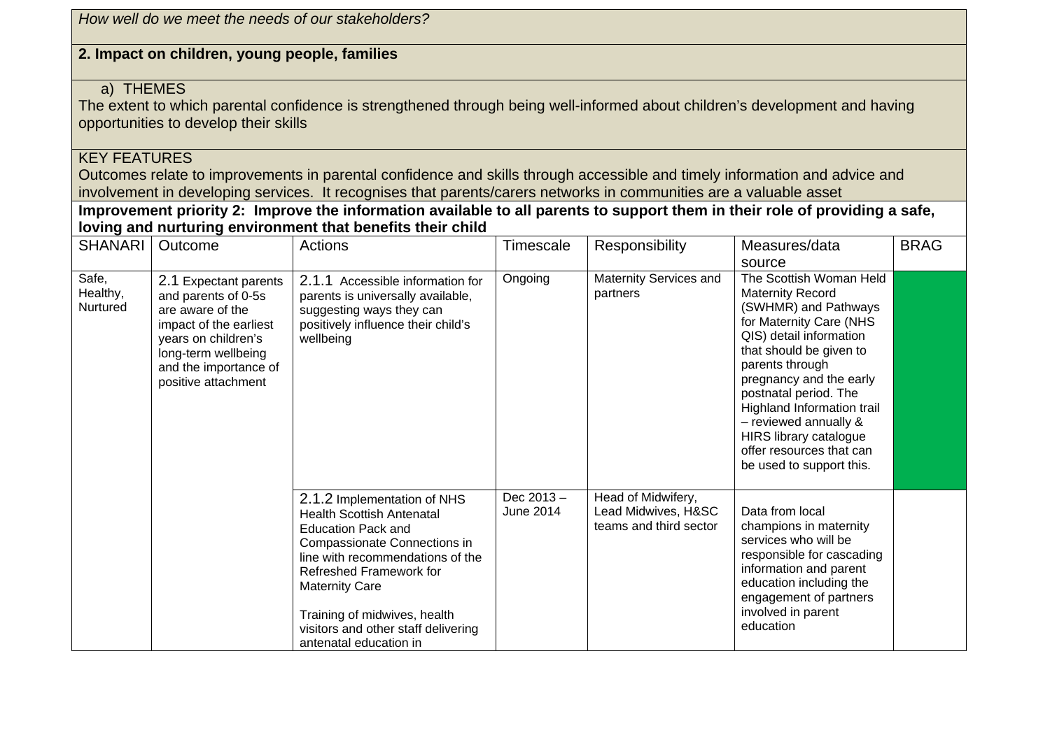*How well do we meet the needs of our stakeholders?*

**2. Impact on children, young people, families**

a) THEMES

The extent to which parental confidence is strengthened through being well-informed about children's development and having opportunities to develop their skills

KEY FEATURES

Outcomes relate to improvements in parental confidence and skills through accessible and timely information and advice and involvement in developing services. It recognises that parents/carers networks in communities are a valuable asset

**Improvement priority 2: Improve the information available to all parents to support them in their role of providing a safe, loving and nurturing environment that benefits their child**

| SHANARI | Outcome | Actions | Timescale | Responsibility | Measures/data source | BRAG |
|---|---|---|---|---|---|---|
| Safe, Healthy, Nurtured | 2.1 Expectant parents and parents of 0-5s are aware of the impact of the earliest years on children's long-term wellbeing and the importance of positive attachment | 2.1.1 Accessible information for parents is universally available, suggesting ways they can positively influence their child's wellbeing | Ongoing | Maternity Services and partners | The Scottish Woman Held Maternity Record (SWHMR) and Pathways for Maternity Care (NHS QIS) detail information that should be given to parents through pregnancy and the early postnatal period. The Highland Information trail – reviewed annually & HIRS library catalogue offer resources that can be used to support this. | |
| | | 2.1.2 Implementation of NHS Health Scottish Antenatal Education Pack and Compassionate Connections in line with recommendations of the Refreshed Framework for Maternity Care<br><br>Training of midwives, health visitors and other staff delivering antenatal education in | Dec 2013 – June 2014 | Head of Midwifery, Lead Midwives, H&SC teams and third sector | Data from local champions in maternity services who will be responsible for cascading information and parent education including the engagement of partners involved in parent education | |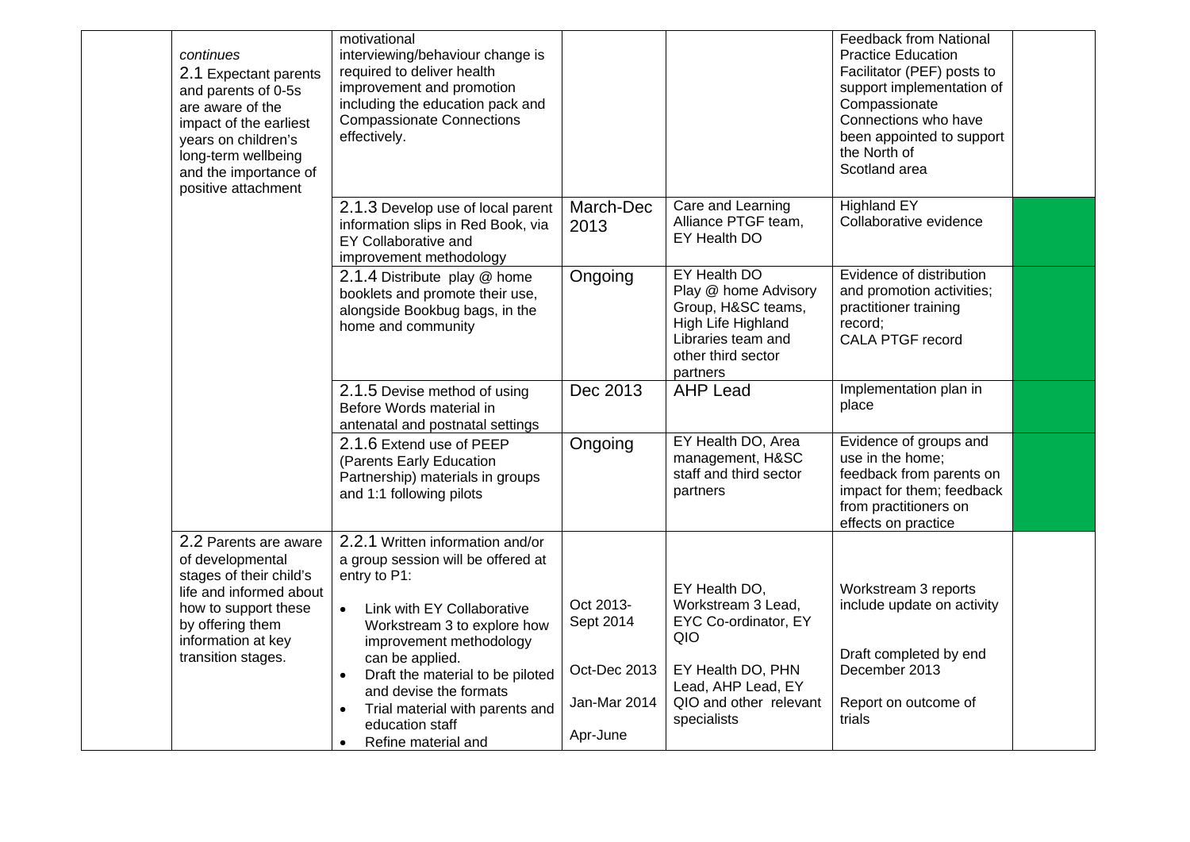| | | | | | | |
|---|---|---|---|---|---|---|
| | *continues* 2.1 Expectant parents and parents of 0-5s are aware of the impact of the earliest years on children's long-term wellbeing and the importance of positive attachment | motivational interviewing/behaviour change is required to deliver health improvement and promotion including the education pack and Compassionate Connections effectively. | | | Feedback from National Practice Education Facilitator (PEF) posts to support implementation of Compassionate Connections who have been appointed to support the North of Scotland area | |
| | | 2.1.3 Develop use of local parent information slips in Red Book, via EY Collaborative and improvement methodology | March-Dec 2013 | Care and Learning Alliance PTGF team, EY Health DO | Highland EY Collaborative evidence | |
| | | 2.1.4 Distribute play @ home booklets and promote their use, alongside Bookbug bags, in the home and community | Ongoing | EY Health DO Play @ home Advisory Group, H&SC teams, High Life Highland Libraries team and other third sector partners | Evidence of distribution and promotion activities; practitioner training record; CALA PTGF record | |
| | | 2.1.5 Devise method of using Before Words material in antenatal and postnatal settings | Dec 2013 | AHP Lead | Implementation plan in place | |
| | | 2.1.6 Extend use of PEEP (Parents Early Education Partnership) materials in groups and 1:1 following pilots | Ongoing | EY Health DO, Area management, H&SC staff and third sector partners | Evidence of groups and use in the home; feedback from parents on impact for them; feedback from practitioners on effects on practice | |
| | 2.2 Parents are aware of developmental stages of their child's life and informed about how to support these by offering them information at key transition stages. | 2.2.1 Written information and/or a group session will be offered at entry to P1:<br>• Link with EY Collaborative Workstream 3 to explore how improvement methodology can be applied.<br>• Draft the material to be piloted and devise the formats<br>• Trial material with parents and education staff<br>• Refine material and | Oct 2013-Sept 2014<br><br>Oct-Dec 2013<br><br>Jan-Mar 2014<br><br>Apr-June | EY Health DO, Workstream 3 Lead, EYC Co-ordinator, EY QIO<br><br>EY Health DO, PHN Lead, AHP Lead, EY QIO and other relevant specialists | Workstream 3 reports include update on activity<br><br>Draft completed by end December 2013<br><br>Report on outcome of trials | |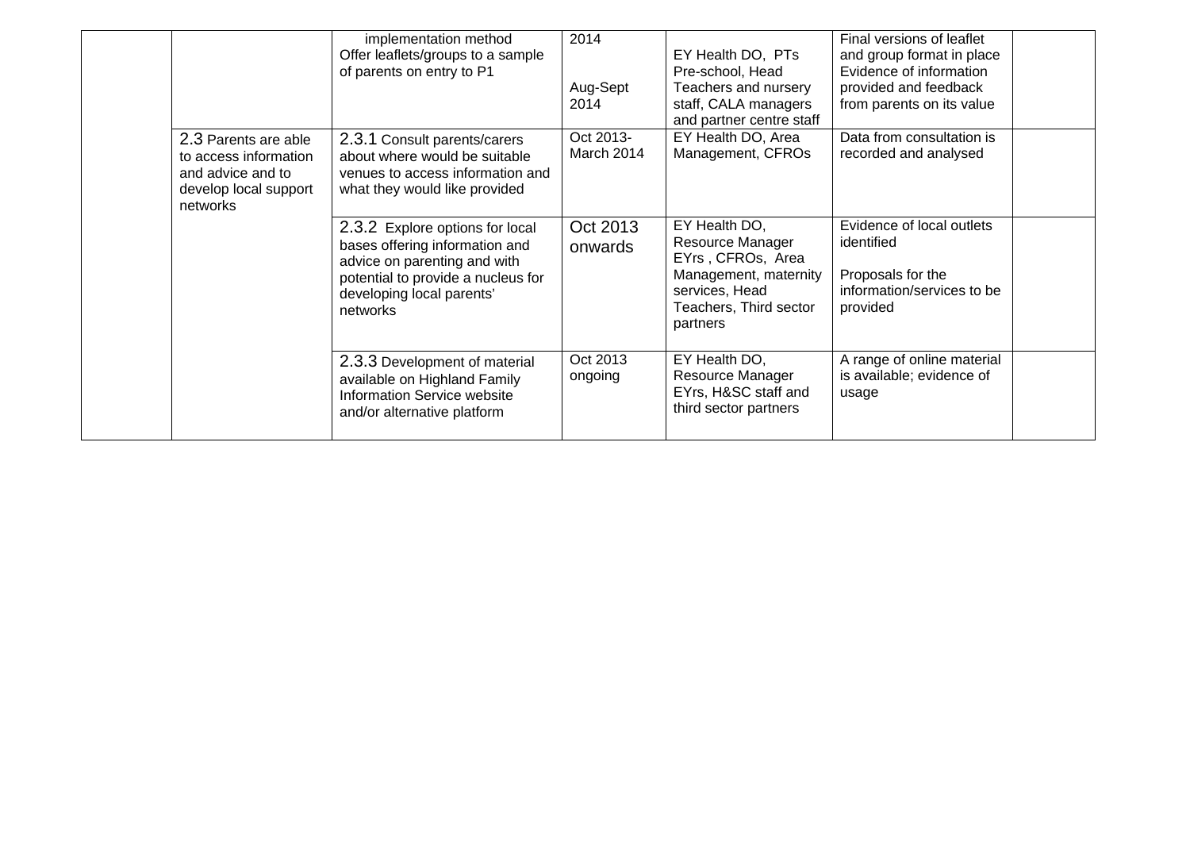| | | | | | | |
|---|---|---|---|---|---|---|
| | | implementation method<br>Offer leaflets/groups to a sample of parents on entry to P1 | 2014<br><br>Aug-Sept 2014 | EY Health DO, PTs Pre-school, Head Teachers and nursery staff, CALA managers and partner centre staff | Final versions of leaflet and group format in place<br>Evidence of information provided and feedback from parents on its value | |
| | 2.3 Parents are able to access information and advice and to develop local support networks | 2.3.1 Consult parents/carers about where would be suitable venues to access information and what they would like provided | Oct 2013-March 2014 | EY Health DO, Area Management, CFROs | Data from consultation is recorded and analysed | |
| | | 2.3.2 Explore options for local bases offering information and advice on parenting and with potential to provide a nucleus for developing local parents' networks | Oct 2013 onwards | EY Health DO, Resource Manager EYrs , CFROs, Area Management, maternity services, Head Teachers, Third sector partners | Evidence of local outlets identified<br><br>Proposals for the information/services to be provided | |
| | | 2.3.3 Development of material available on Highland Family Information Service website and/or alternative platform | Oct 2013 ongoing | EY Health DO, Resource Manager EYrs, H&SC staff and third sector partners | A range of online material is available; evidence of usage | |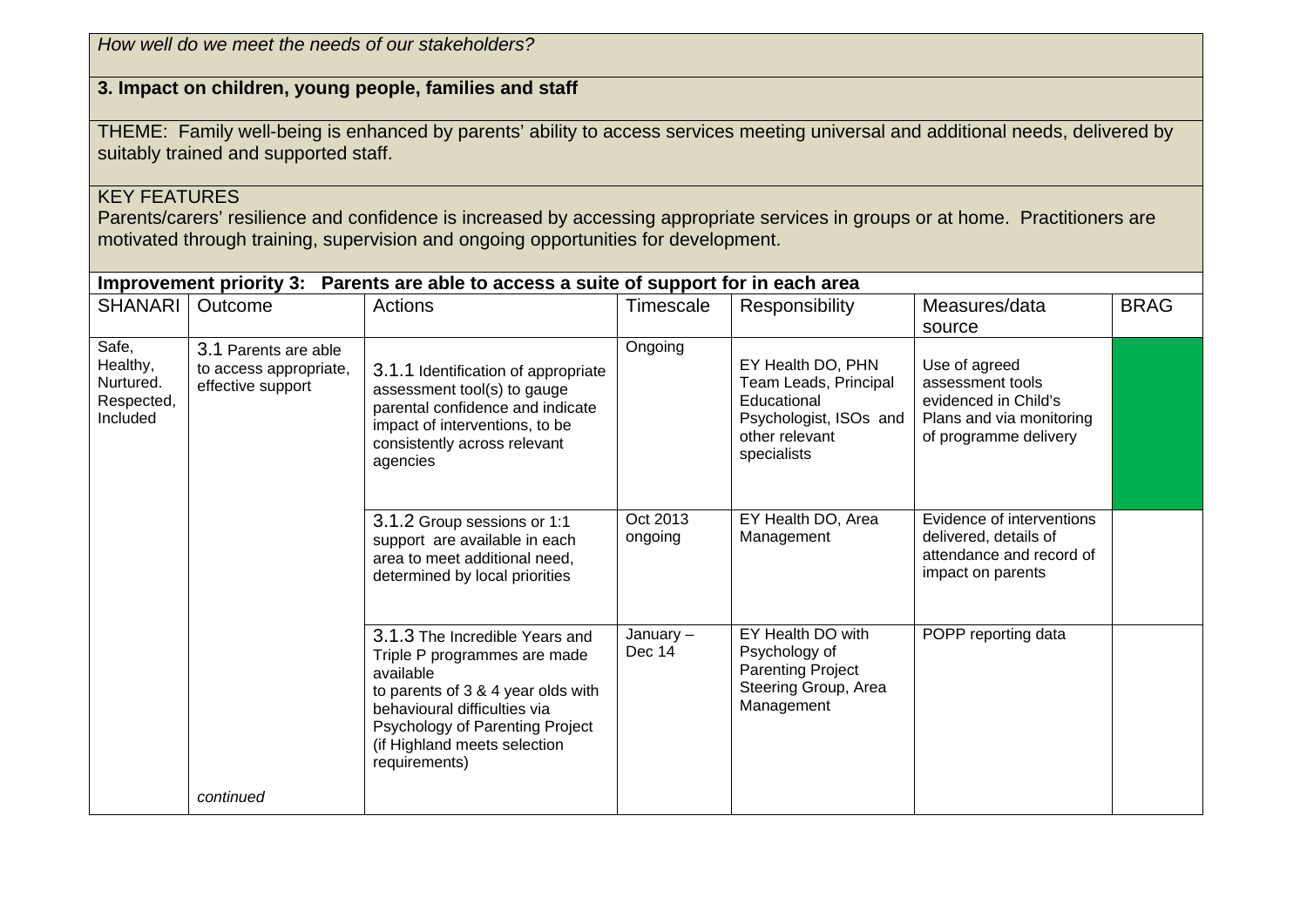*How well do we meet the needs of our stakeholders?*

**3. Impact on children, young people, families and staff**

THEME: Family well-being is enhanced by parents' ability to access services meeting universal and additional needs, delivered by suitably trained and supported staff.

KEY FEATURES
Parents/carers' resilience and confidence is increased by accessing appropriate services in groups or at home. Practitioners are motivated through training, supervision and ongoing opportunities for development.

**Improvement priority 3: Parents are able to access a suite of support for in each area**

| SHANARI | Outcome | Actions | Timescale | Responsibility | Measures/data source | BRAG |
|---|---|---|---|---|---|---|
| Safe, Healthy, Nurtured. Respected, Included | 3.1 Parents are able to access appropriate, effective support | 3.1.1 Identification of appropriate assessment tool(s) to gauge parental confidence and indicate impact of interventions, to be consistently across relevant agencies | Ongoing | EY Health DO, PHN Team Leads, Principal Educational Psychologist, ISOs and other relevant specialists | Use of agreed assessment tools evidenced in Child's Plans and via monitoring of programme delivery | Green |
| | | 3.1.2 Group sessions or 1:1 support are available in each area to meet additional need, determined by local priorities | Oct 2013 ongoing | EY Health DO, Area Management | Evidence of interventions delivered, details of attendance and record of impact on parents | |
| | *continued* | 3.1.3 The Incredible Years and Triple P programmes are made available to parents of 3 & 4 year olds with behavioural difficulties via Psychology of Parenting Project (if Highland meets selection requirements) | January – Dec 14 | EY Health DO with Psychology of Parenting Project Steering Group, Area Management | POPP reporting data | |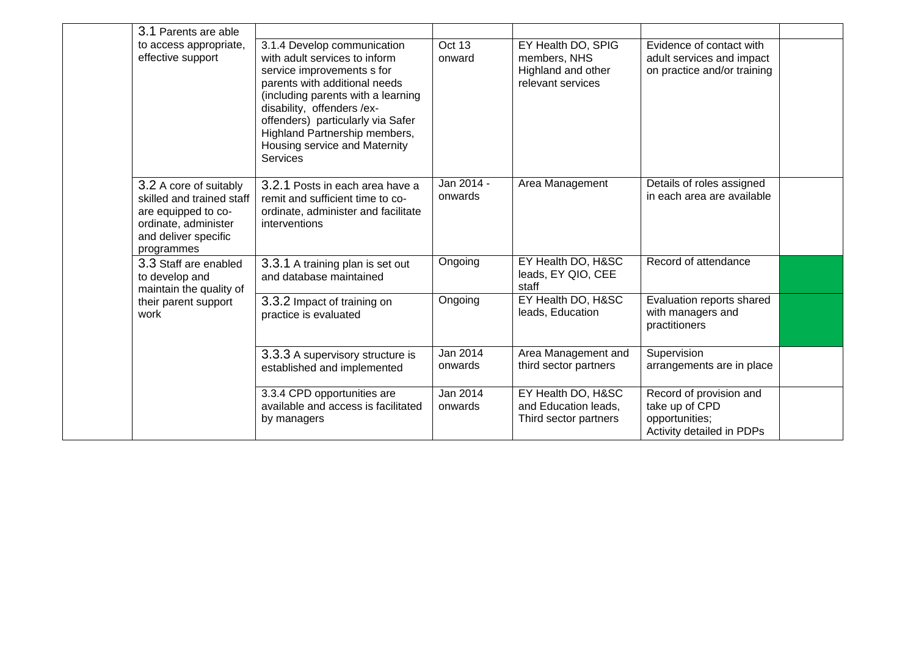|  |  |  |  |  |  |  |
|---|---|---|---|---|---|---|
|  | 3.1 Parents are able to access appropriate, effective support |  |  |  |  |  |
|  |  | 3.1.4 Develop communication with adult services to inform service improvements s for parents with additional needs (including parents with a learning disability, offenders /ex-offenders) particularly via Safer Highland Partnership members, Housing service and Maternity Services | Oct 13 onward | EY Health DO, SPIG members, NHS Highland and other relevant services | Evidence of contact with adult services and impact on practice and/or training |  |
|  | 3.2 A core of suitably skilled and trained staff are equipped to co-ordinate, administer and deliver specific programmes | 3.2.1 Posts in each area have a remit and sufficient time to co-ordinate, administer and facilitate interventions | Jan 2014 - onwards | Area Management | Details of roles assigned in each area are available |  |
|  | 3.3 Staff are enabled to develop and maintain the quality of their parent support work | 3.3.1 A training plan is set out and database maintained | Ongoing | EY Health DO, H&SC leads, EY QIO, CEE staff | Record of attendance |  |
|  |  | 3.3.2 Impact of training on practice is evaluated | Ongoing | EY Health DO, H&SC leads, Education | Evaluation reports shared with managers and practitioners |  |
|  |  | 3.3.3 A supervisory structure is established and implemented | Jan 2014 onwards | Area Management and third sector partners | Supervision arrangements are in place |  |
|  |  | 3.3.4 CPD opportunities are available and access is facilitated by managers | Jan 2014 onwards | EY Health DO, H&SC and Education leads, Third sector partners | Record of provision and take up of CPD opportunities; Activity detailed in PDPs |  |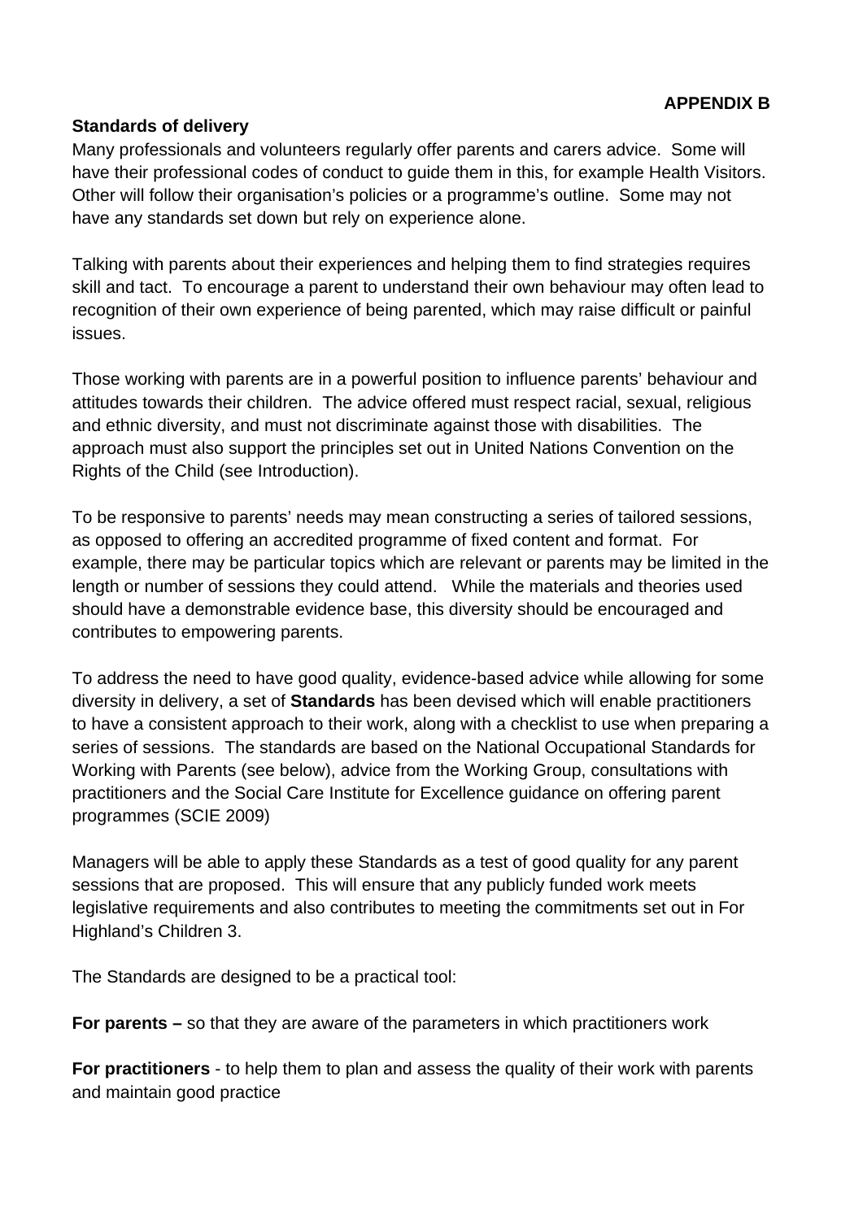**APPENDIX B**

**Standards of delivery**

Many professionals and volunteers regularly offer parents and carers advice. Some will have their professional codes of conduct to guide them in this, for example Health Visitors. Other will follow their organisation's policies or a programme's outline. Some may not have any standards set down but rely on experience alone.

Talking with parents about their experiences and helping them to find strategies requires skill and tact. To encourage a parent to understand their own behaviour may often lead to recognition of their own experience of being parented, which may raise difficult or painful issues.

Those working with parents are in a powerful position to influence parents' behaviour and attitudes towards their children. The advice offered must respect racial, sexual, religious and ethnic diversity, and must not discriminate against those with disabilities. The approach must also support the principles set out in United Nations Convention on the Rights of the Child (see Introduction).

To be responsive to parents' needs may mean constructing a series of tailored sessions, as opposed to offering an accredited programme of fixed content and format. For example, there may be particular topics which are relevant or parents may be limited in the length or number of sessions they could attend. While the materials and theories used should have a demonstrable evidence base, this diversity should be encouraged and contributes to empowering parents.

To address the need to have good quality, evidence-based advice while allowing for some diversity in delivery, a set of **Standards** has been devised which will enable practitioners to have a consistent approach to their work, along with a checklist to use when preparing a series of sessions. The standards are based on the National Occupational Standards for Working with Parents (see below), advice from the Working Group, consultations with practitioners and the Social Care Institute for Excellence guidance on offering parent programmes (SCIE 2009)

Managers will be able to apply these Standards as a test of good quality for any parent sessions that are proposed. This will ensure that any publicly funded work meets legislative requirements and also contributes to meeting the commitments set out in For Highland's Children 3.

The Standards are designed to be a practical tool:

**For parents –** so that they are aware of the parameters in which practitioners work

**For practitioners** - to help them to plan and assess the quality of their work with parents and maintain good practice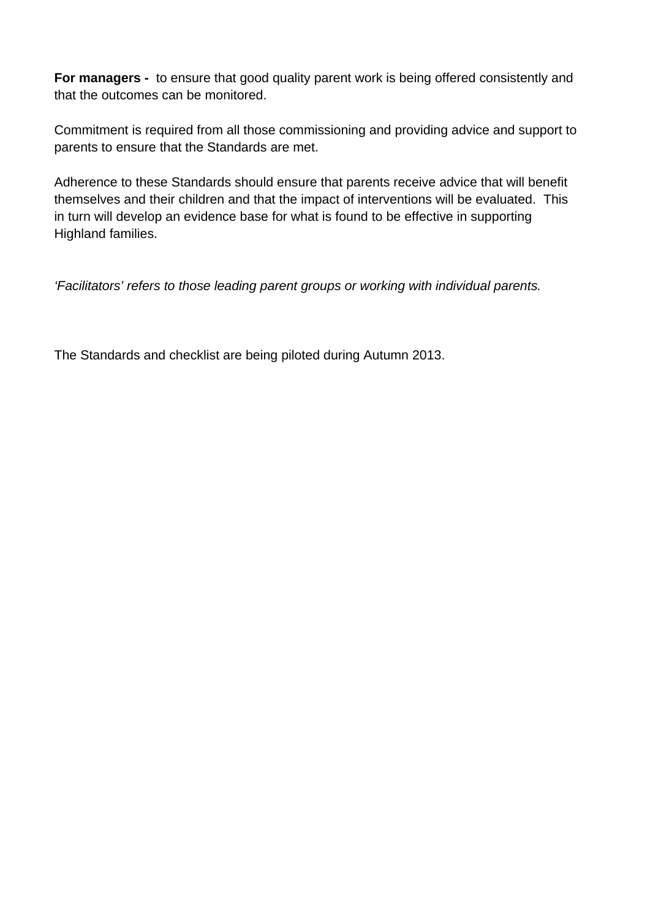**For managers -** to ensure that good quality parent work is being offered consistently and that the outcomes can be monitored.

Commitment is required from all those commissioning and providing advice and support to parents to ensure that the Standards are met.

Adherence to these Standards should ensure that parents receive advice that will benefit themselves and their children and that the impact of interventions will be evaluated. This in turn will develop an evidence base for what is found to be effective in supporting Highland families.

*'Facilitators' refers to those leading parent groups or working with individual parents.*

The Standards and checklist are being piloted during Autumn 2013.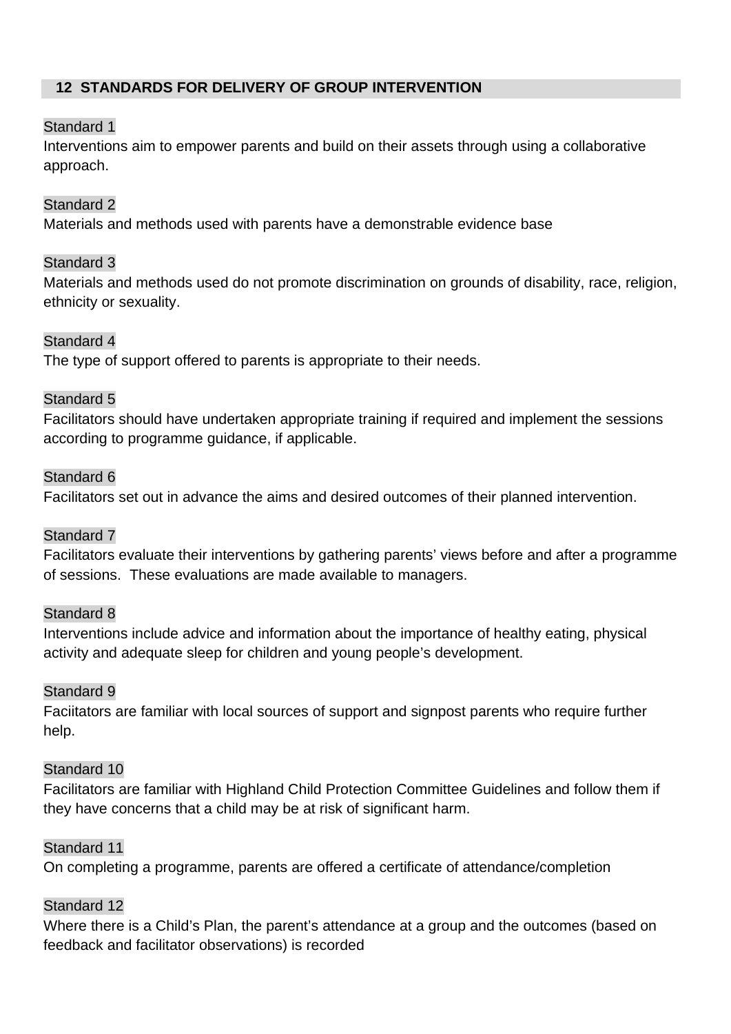## 12 STANDARDS FOR DELIVERY OF GROUP INTERVENTION

Standard 1

Interventions aim to empower parents and build on their assets through using a collaborative approach.

Standard 2

Materials and methods used with parents have a demonstrable evidence base

Standard 3

Materials and methods used do not promote discrimination on grounds of disability, race, religion, ethnicity or sexuality.

Standard 4

The type of support offered to parents is appropriate to their needs.

Standard 5

Facilitators should have undertaken appropriate training if required and implement the sessions according to programme guidance, if applicable.

Standard 6

Facilitators set out in advance the aims and desired outcomes of their planned intervention.

Standard 7

Facilitators evaluate their interventions by gathering parents' views before and after a programme of sessions. These evaluations are made available to managers.

Standard 8

Interventions include advice and information about the importance of healthy eating, physical activity and adequate sleep for children and young people's development.

Standard 9

Faciitators are familiar with local sources of support and signpost parents who require further help.

Standard 10

Facilitators are familiar with Highland Child Protection Committee Guidelines and follow them if they have concerns that a child may be at risk of significant harm.

Standard 11

On completing a programme, parents are offered a certificate of attendance/completion

Standard 12

Where there is a Child's Plan, the parent's attendance at a group and the outcomes (based on feedback and facilitator observations) is recorded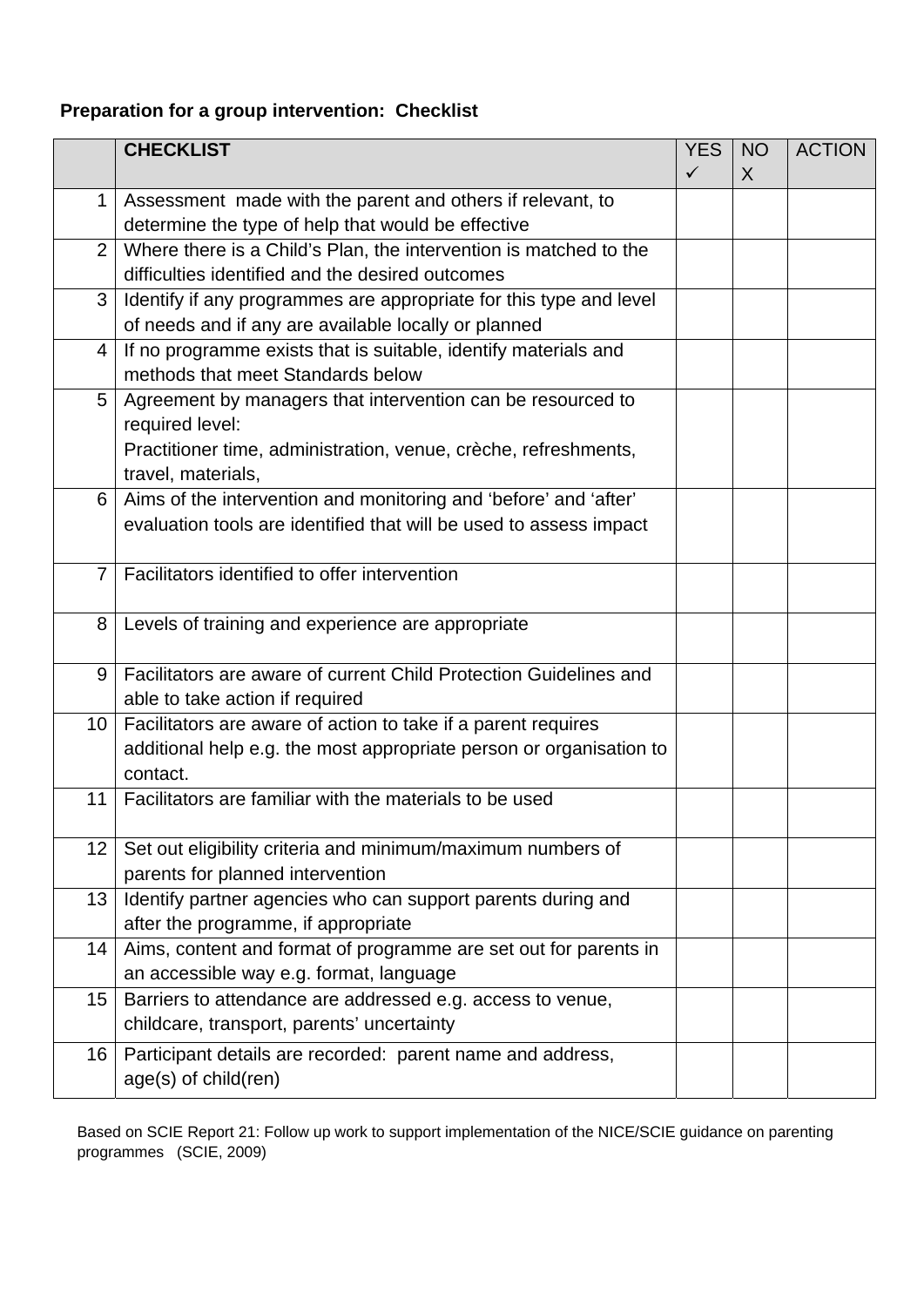**Preparation for a group intervention: Checklist**

| | CHECKLIST | YES ✓ | NO X | ACTION |
|---|---|---|---|---|
| 1 | Assessment made with the parent and others if relevant, to determine the type of help that would be effective | | | |
| 2 | Where there is a Child's Plan, the intervention is matched to the difficulties identified and the desired outcomes | | | |
| 3 | Identify if any programmes are appropriate for this type and level of needs and if any are available locally or planned | | | |
| 4 | If no programme exists that is suitable, identify materials and methods that meet Standards below | | | |
| 5 | Agreement by managers that intervention can be resourced to required level: Practitioner time, administration, venue, crèche, refreshments, travel, materials, | | | |
| 6 | Aims of the intervention and monitoring and 'before' and 'after' evaluation tools are identified that will be used to assess impact | | | |
| 7 | Facilitators identified to offer intervention | | | |
| 8 | Levels of training and experience are appropriate | | | |
| 9 | Facilitators are aware of current Child Protection Guidelines and able to take action if required | | | |
| 10 | Facilitators are aware of action to take if a parent requires additional help e.g. the most appropriate person or organisation to contact. | | | |
| 11 | Facilitators are familiar with the materials to be used | | | |
| 12 | Set out eligibility criteria and minimum/maximum numbers of parents for planned intervention | | | |
| 13 | Identify partner agencies who can support parents during and after the programme, if appropriate | | | |
| 14 | Aims, content and format of programme are set out for parents in an accessible way e.g. format, language | | | |
| 15 | Barriers to attendance are addressed e.g. access to venue, childcare, transport, parents' uncertainty | | | |
| 16 | Participant details are recorded: parent name and address, age(s) of child(ren) | | | |

Based on SCIE Report 21: Follow up work to support implementation of the NICE/SCIE guidance on parenting programmes (SCIE, 2009)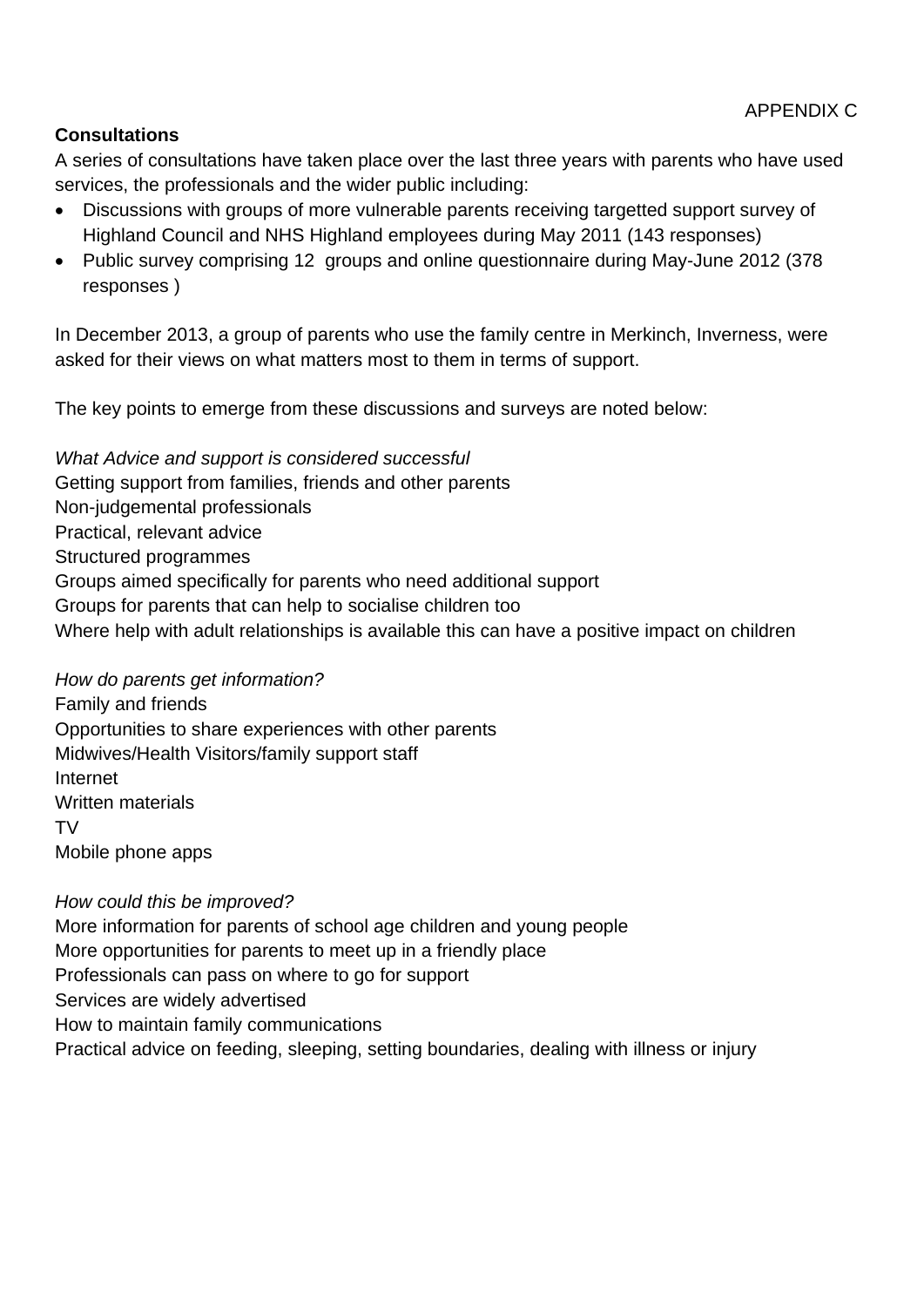APPENDIX C

**Consultations**

A series of consultations have taken place over the last three years with parents who have used services, the professionals and the wider public including:

- Discussions with groups of more vulnerable parents receiving targetted support survey of Highland Council and NHS Highland employees during May 2011 (143 responses)
- Public survey comprising 12 groups and online questionnaire during May-June 2012 (378 responses )

In December 2013, a group of parents who use the family centre in Merkinch, Inverness, were asked for their views on what matters most to them in terms of support.

The key points to emerge from these discussions and surveys are noted below:

*What Advice and support is considered successful*
Getting support from families, friends and other parents
Non-judgemental professionals
Practical, relevant advice
Structured programmes
Groups aimed specifically for parents who need additional support
Groups for parents that can help to socialise children too
Where help with adult relationships is available this can have a positive impact on children

*How do parents get information?*
Family and friends
Opportunities to share experiences with other parents
Midwives/Health Visitors/family support staff
Internet
Written materials
TV
Mobile phone apps

*How could this be improved?*
More information for parents of school age children and young people
More opportunities for parents to meet up in a friendly place
Professionals can pass on where to go for support
Services are widely advertised
How to maintain family communications
Practical advice on feeding, sleeping, setting boundaries, dealing with illness or injury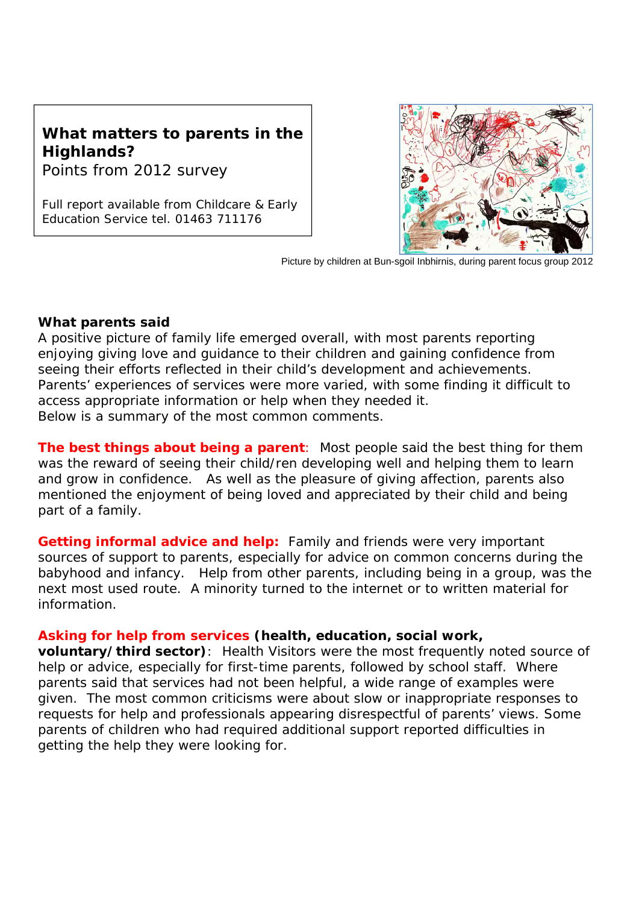**What matters to parents in the Highlands?**
Points from 2012 survey

Full report available from Childcare & Early Education Service tel. 01463 711176

Picture by children at Bun-sgoil Inbhirnis, during parent focus group 2012

**What parents said**
A positive picture of family life emerged overall, with most parents reporting enjoying giving love and guidance to their children and gaining confidence from seeing their efforts reflected in their child's development and achievements. Parents' experiences of services were more varied, with some finding it difficult to access appropriate information or help when they needed it.
Below is a summary of the most common comments.

**The best things about being a parent**: Most people said the best thing for them was the reward of seeing their child/ren developing well and helping them to learn and grow in confidence. As well as the pleasure of giving affection, parents also mentioned the enjoyment of being loved and appreciated by their child and being part of a family.

**Getting informal advice and help:** Family and friends were very important sources of support to parents, especially for advice on common concerns during the babyhood and infancy. Help from other parents, including being in a group, was the next most used route. A minority turned to the internet or to written material for information.

**Asking for help from services (health, education, social work, voluntary/third sector)**: Health Visitors were the most frequently noted source of help or advice, especially for first-time parents, followed by school staff. Where parents said that services had not been helpful, a wide range of examples were given. The most common criticisms were about slow or inappropriate responses to requests for help and professionals appearing disrespectful of parents' views. Some parents of children who had required additional support reported difficulties in getting the help they were looking for.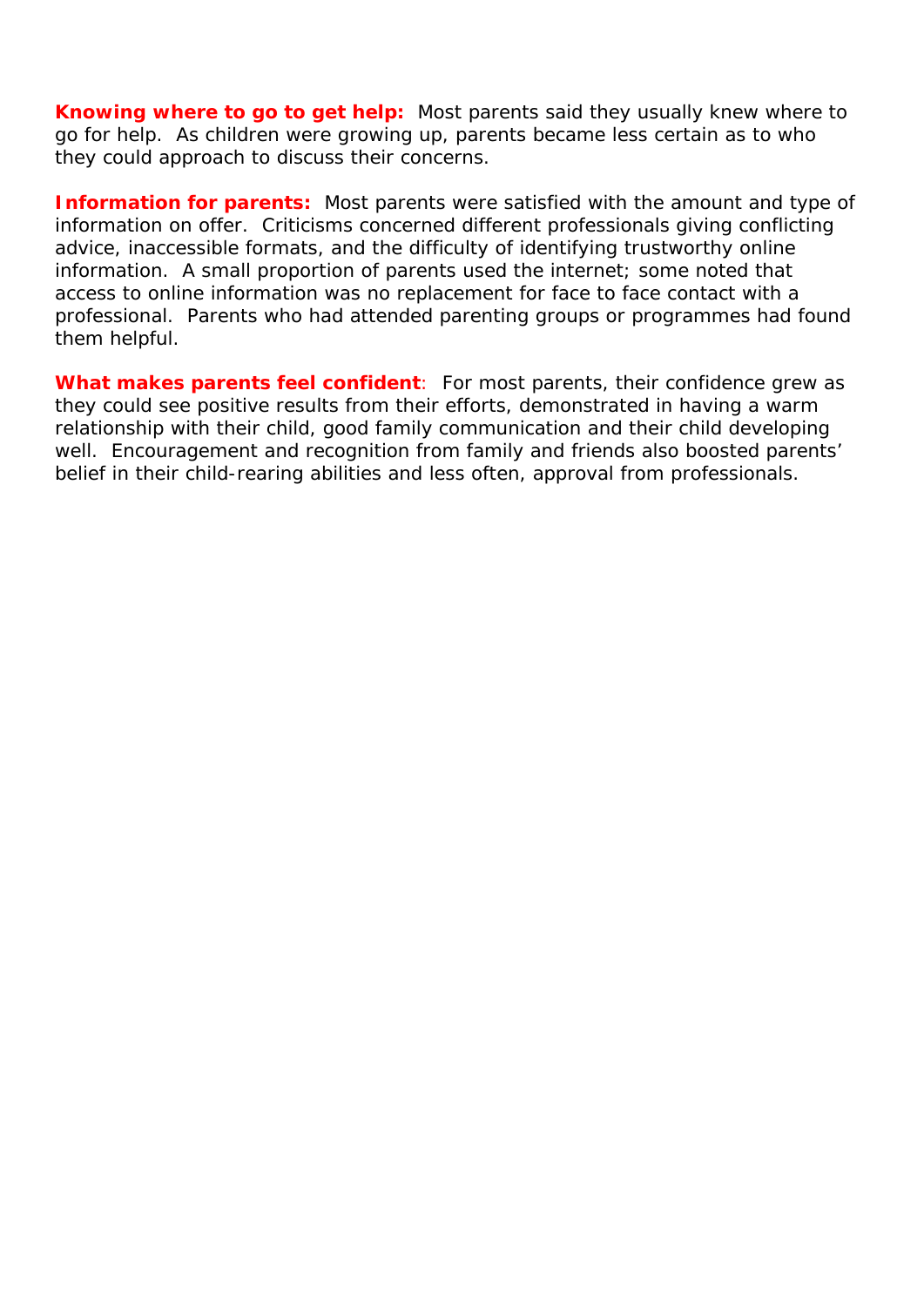**Knowing where to go to get help:** Most parents said they usually knew where to go for help. As children were growing up, parents became less certain as to who they could approach to discuss their concerns.

**Information for parents:** Most parents were satisfied with the amount and type of information on offer. Criticisms concerned different professionals giving conflicting advice, inaccessible formats, and the difficulty of identifying trustworthy online information. A small proportion of parents used the internet; some noted that access to online information was no replacement for face to face contact with a professional. Parents who had attended parenting groups or programmes had found them helpful.

**What makes parents feel confident**: For most parents, their confidence grew as they could see positive results from their efforts, demonstrated in having a warm relationship with their child, good family communication and their child developing well. Encouragement and recognition from family and friends also boosted parents' belief in their child-rearing abilities and less often, approval from professionals.